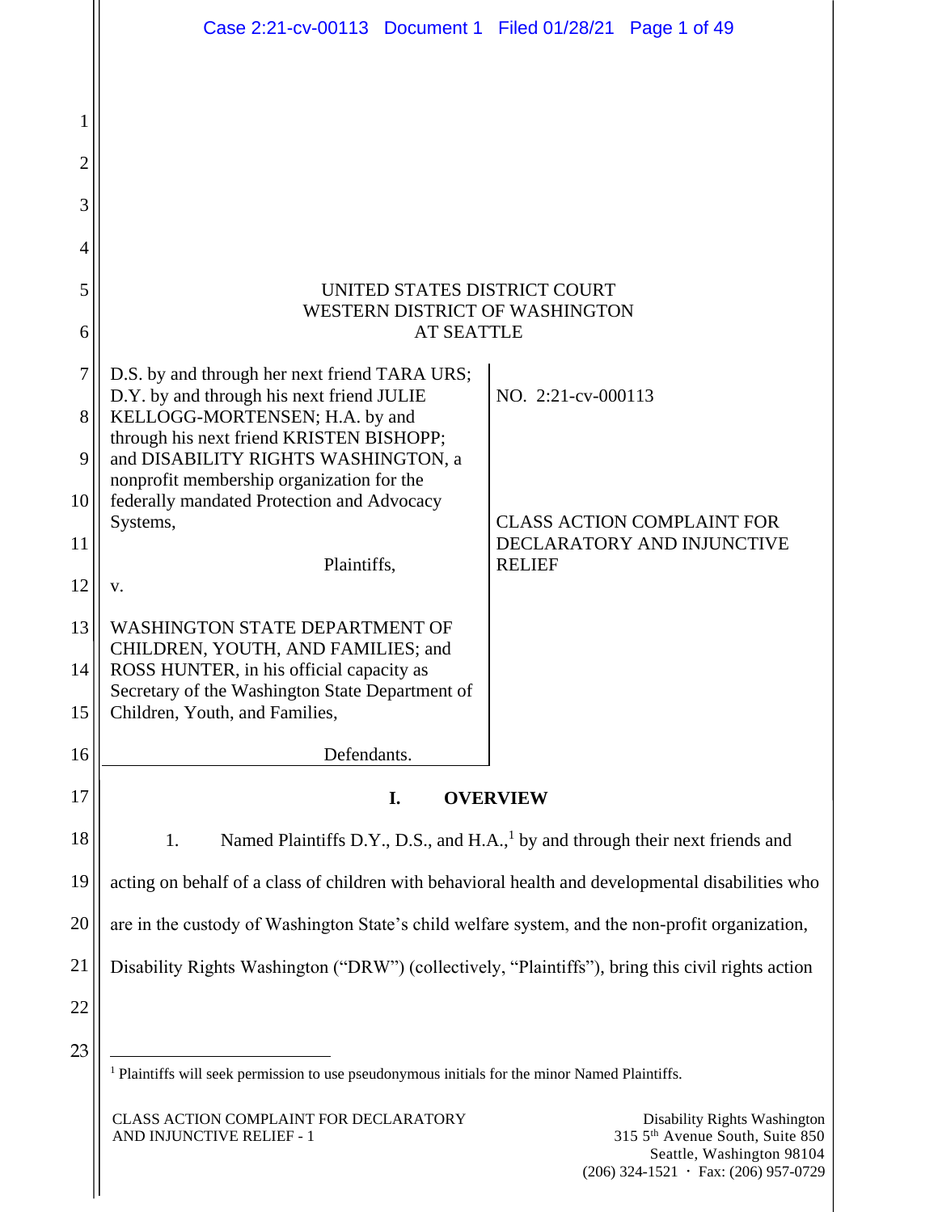UNITED STATES DISTRICT COURT
WESTERN DISTRICT OF WASHINGTON
AT SEATTLE

| | |
|---|---|
| D.S. by and through her next friend TARA URS; D.Y. by and through his next friend JULIE KELLOGG-MORTENSEN; H.A. by and through his next friend KRISTEN BISHOPP; and DISABILITY RIGHTS WASHINGTON, a nonprofit membership organization for the federally mandated Protection and Advocacy Systems,<br><br>Plaintiffs,<br><br>v.<br><br>WASHINGTON STATE DEPARTMENT OF CHILDREN, YOUTH, AND FAMILIES; and ROSS HUNTER, in his official capacity as Secretary of the Washington State Department of Children, Youth, and Families,<br><br>Defendants. | NO. 2:21-cv-000113<br><br>CLASS ACTION COMPLAINT FOR DECLARATORY AND INJUNCTIVE RELIEF |

## I. OVERVIEW

1. Named Plaintiffs D.Y., D.S., and H.A.,[1] by and through their next friends and acting on behalf of a class of children with behavioral health and developmental disabilities who are in the custody of Washington State's child welfare system, and the non-profit organization, Disability Rights Washington ("DRW") (collectively, "Plaintiffs"), bring this civil rights action

[1] Plaintiffs will seek permission to use pseudonymous initials for the minor Named Plaintiffs.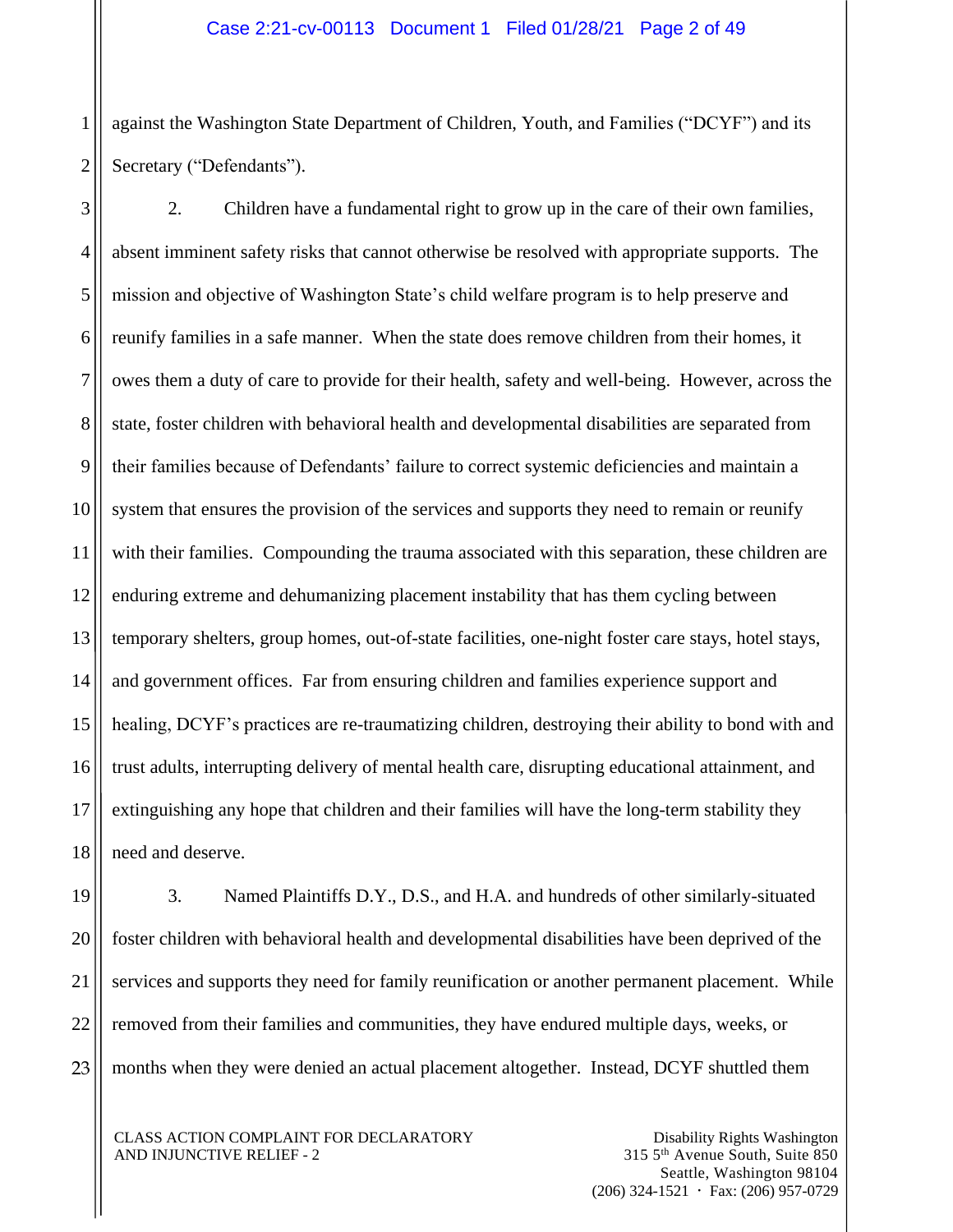against the Washington State Department of Children, Youth, and Families ("DCYF") and its Secretary ("Defendants").

2. Children have a fundamental right to grow up in the care of their own families, absent imminent safety risks that cannot otherwise be resolved with appropriate supports. The mission and objective of Washington State's child welfare program is to help preserve and reunify families in a safe manner. When the state does remove children from their homes, it owes them a duty of care to provide for their health, safety and well-being. However, across the state, foster children with behavioral health and developmental disabilities are separated from their families because of Defendants' failure to correct systemic deficiencies and maintain a system that ensures the provision of the services and supports they need to remain or reunify with their families. Compounding the trauma associated with this separation, these children are enduring extreme and dehumanizing placement instability that has them cycling between temporary shelters, group homes, out-of-state facilities, one-night foster care stays, hotel stays, and government offices. Far from ensuring children and families experience support and healing, DCYF's practices are re-traumatizing children, destroying their ability to bond with and trust adults, interrupting delivery of mental health care, disrupting educational attainment, and extinguishing any hope that children and their families will have the long-term stability they need and deserve.

3. Named Plaintiffs D.Y., D.S., and H.A. and hundreds of other similarly-situated foster children with behavioral health and developmental disabilities have been deprived of the services and supports they need for family reunification or another permanent placement. While removed from their families and communities, they have endured multiple days, weeks, or months when they were denied an actual placement altogether. Instead, DCYF shuttled them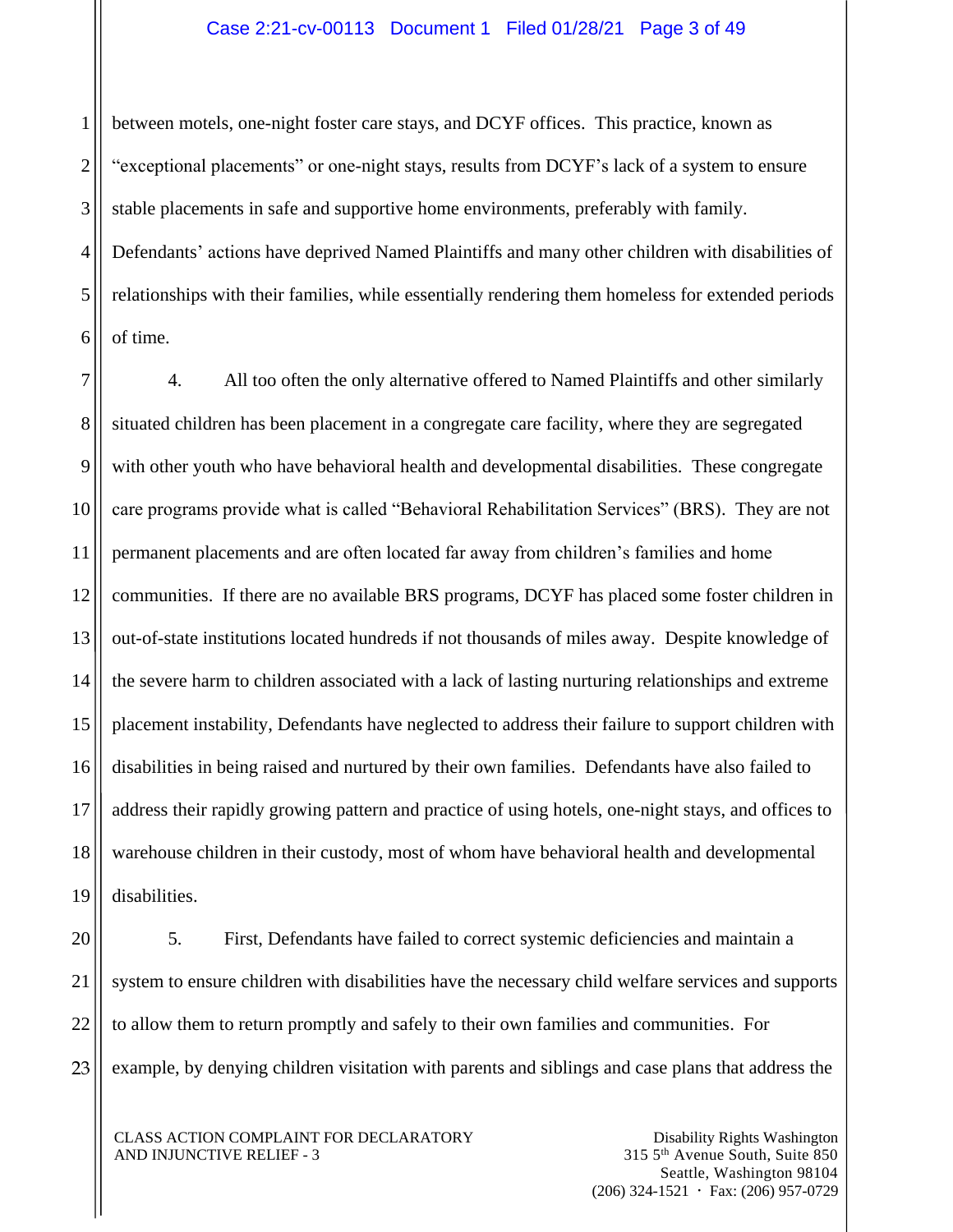between motels, one-night foster care stays, and DCYF offices. This practice, known as "exceptional placements" or one-night stays, results from DCYF's lack of a system to ensure stable placements in safe and supportive home environments, preferably with family. Defendants' actions have deprived Named Plaintiffs and many other children with disabilities of relationships with their families, while essentially rendering them homeless for extended periods of time.

4. All too often the only alternative offered to Named Plaintiffs and other similarly situated children has been placement in a congregate care facility, where they are segregated with other youth who have behavioral health and developmental disabilities. These congregate care programs provide what is called "Behavioral Rehabilitation Services" (BRS). They are not permanent placements and are often located far away from children's families and home communities. If there are no available BRS programs, DCYF has placed some foster children in out-of-state institutions located hundreds if not thousands of miles away. Despite knowledge of the severe harm to children associated with a lack of lasting nurturing relationships and extreme placement instability, Defendants have neglected to address their failure to support children with disabilities in being raised and nurtured by their own families. Defendants have also failed to address their rapidly growing pattern and practice of using hotels, one-night stays, and offices to warehouse children in their custody, most of whom have behavioral health and developmental disabilities.

5. First, Defendants have failed to correct systemic deficiencies and maintain a system to ensure children with disabilities have the necessary child welfare services and supports to allow them to return promptly and safely to their own families and communities. For example, by denying children visitation with parents and siblings and case plans that address the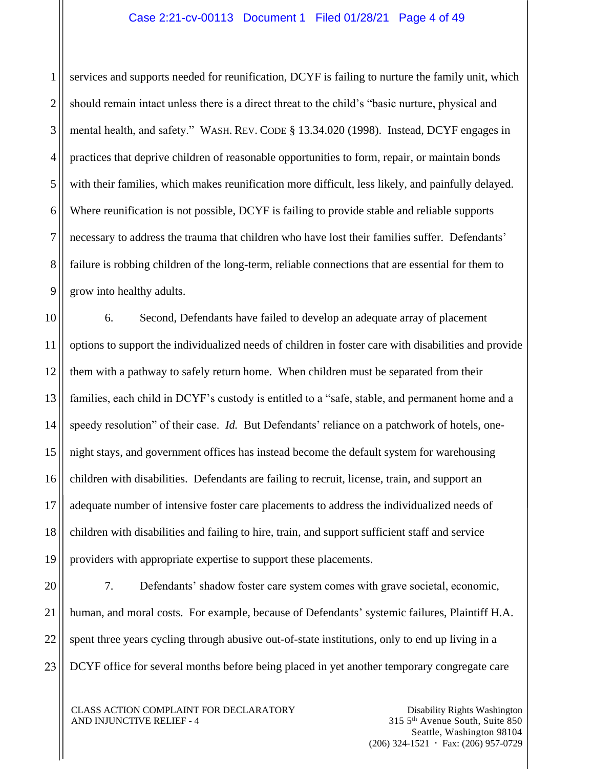services and supports needed for reunification, DCYF is failing to nurture the family unit, which should remain intact unless there is a direct threat to the child's "basic nurture, physical and mental health, and safety." WASH. REV. CODE § 13.34.020 (1998). Instead, DCYF engages in practices that deprive children of reasonable opportunities to form, repair, or maintain bonds with their families, which makes reunification more difficult, less likely, and painfully delayed. Where reunification is not possible, DCYF is failing to provide stable and reliable supports necessary to address the trauma that children who have lost their families suffer. Defendants' failure is robbing children of the long-term, reliable connections that are essential for them to grow into healthy adults.

6. Second, Defendants have failed to develop an adequate array of placement options to support the individualized needs of children in foster care with disabilities and provide them with a pathway to safely return home. When children must be separated from their families, each child in DCYF's custody is entitled to a "safe, stable, and permanent home and a speedy resolution" of their case. *Id.* But Defendants' reliance on a patchwork of hotels, one-night stays, and government offices has instead become the default system for warehousing children with disabilities. Defendants are failing to recruit, license, train, and support an adequate number of intensive foster care placements to address the individualized needs of children with disabilities and failing to hire, train, and support sufficient staff and service providers with appropriate expertise to support these placements.

7. Defendants' shadow foster care system comes with grave societal, economic, human, and moral costs. For example, because of Defendants' systemic failures, Plaintiff H.A. spent three years cycling through abusive out-of-state institutions, only to end up living in a DCYF office for several months before being placed in yet another temporary congregate care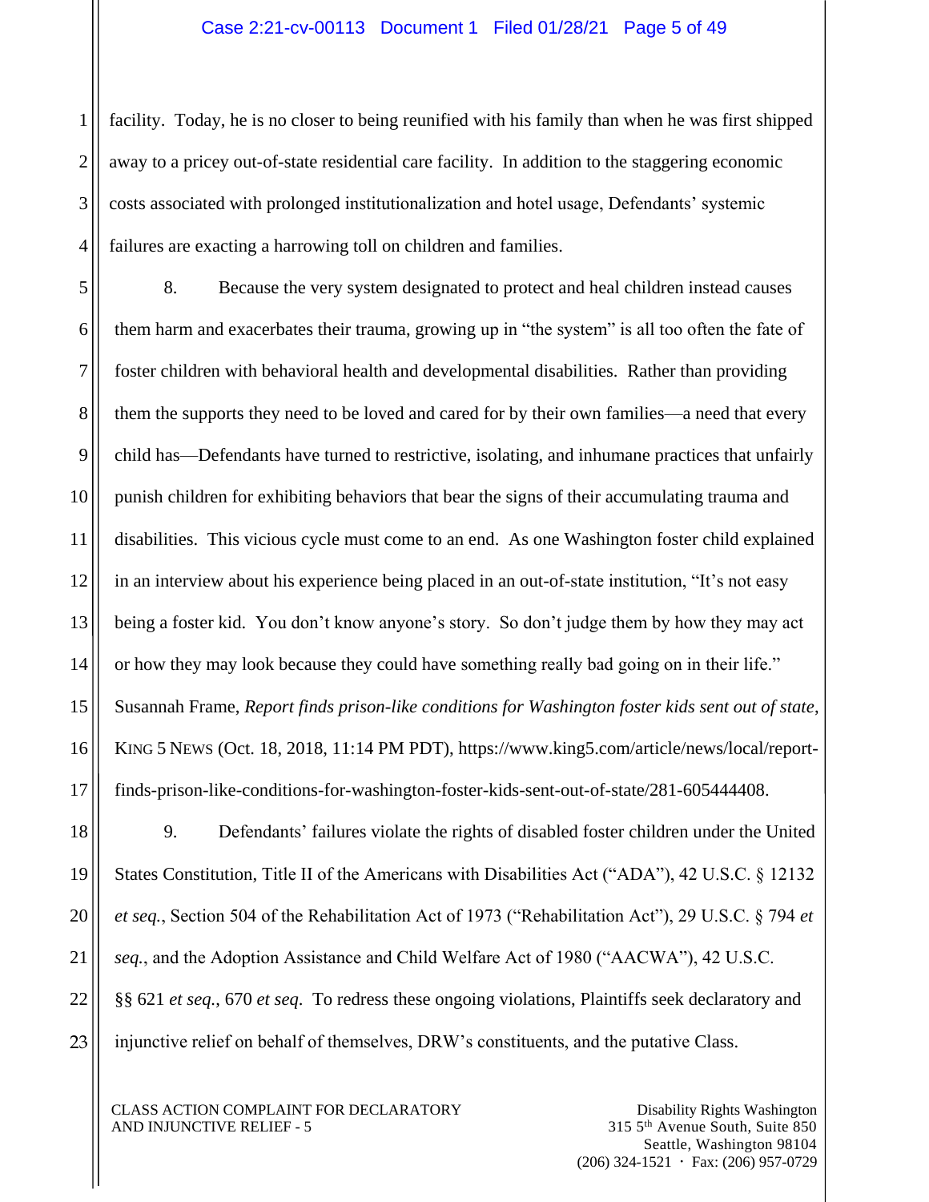facility. Today, he is no closer to being reunified with his family than when he was first shipped away to a pricey out-of-state residential care facility. In addition to the staggering economic costs associated with prolonged institutionalization and hotel usage, Defendants' systemic failures are exacting a harrowing toll on children and families.

8. Because the very system designated to protect and heal children instead causes them harm and exacerbates their trauma, growing up in "the system" is all too often the fate of foster children with behavioral health and developmental disabilities. Rather than providing them the supports they need to be loved and cared for by their own families—a need that every child has—Defendants have turned to restrictive, isolating, and inhumane practices that unfairly punish children for exhibiting behaviors that bear the signs of their accumulating trauma and disabilities. This vicious cycle must come to an end. As one Washington foster child explained in an interview about his experience being placed in an out-of-state institution, "It's not easy being a foster kid. You don't know anyone's story. So don't judge them by how they may act or how they may look because they could have something really bad going on in their life." Susannah Frame, *Report finds prison-like conditions for Washington foster kids sent out of state*, KING 5 NEWS (Oct. 18, 2018, 11:14 PM PDT), https://www.king5.com/article/news/local/report-finds-prison-like-conditions-for-washington-foster-kids-sent-out-of-state/281-605444408.

9. Defendants' failures violate the rights of disabled foster children under the United States Constitution, Title II of the Americans with Disabilities Act ("ADA"), 42 U.S.C. § 12132 *et seq.*, Section 504 of the Rehabilitation Act of 1973 ("Rehabilitation Act"), 29 U.S.C. § 794 *et seq.*, and the Adoption Assistance and Child Welfare Act of 1980 ("AACWA"), 42 U.S.C. §§ 621 *et seq.*, 670 *et seq.* To redress these ongoing violations, Plaintiffs seek declaratory and injunctive relief on behalf of themselves, DRW's constituents, and the putative Class.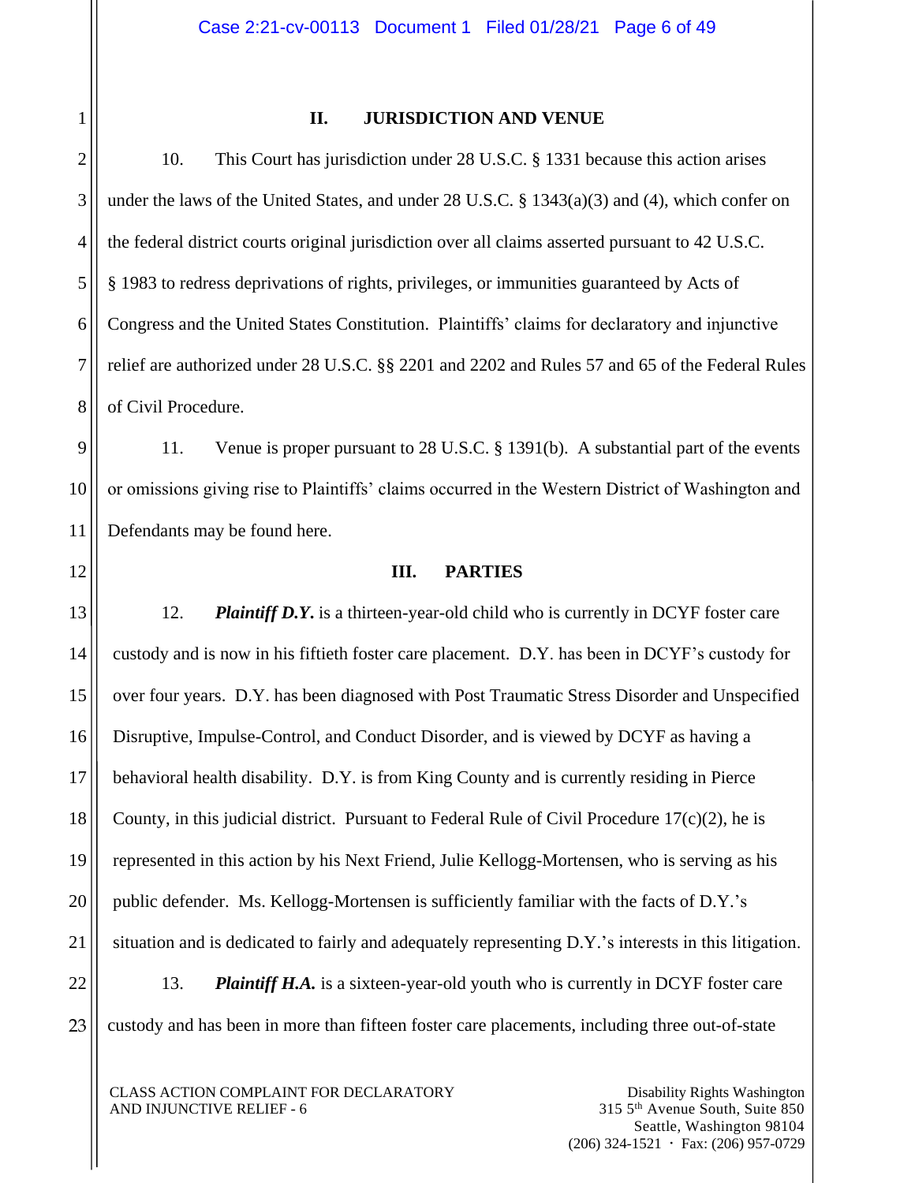## II. JURISDICTION AND VENUE

10. This Court has jurisdiction under 28 U.S.C. § 1331 because this action arises under the laws of the United States, and under 28 U.S.C. § 1343(a)(3) and (4), which confer on the federal district courts original jurisdiction over all claims asserted pursuant to 42 U.S.C. § 1983 to redress deprivations of rights, privileges, or immunities guaranteed by Acts of Congress and the United States Constitution. Plaintiffs' claims for declaratory and injunctive relief are authorized under 28 U.S.C. §§ 2201 and 2202 and Rules 57 and 65 of the Federal Rules of Civil Procedure.

11. Venue is proper pursuant to 28 U.S.C. § 1391(b). A substantial part of the events or omissions giving rise to Plaintiffs' claims occurred in the Western District of Washington and Defendants may be found here.

## III. PARTIES

12. ***Plaintiff D.Y.*** is a thirteen-year-old child who is currently in DCYF foster care custody and is now in his fiftieth foster care placement. D.Y. has been in DCYF's custody for over four years. D.Y. has been diagnosed with Post Traumatic Stress Disorder and Unspecified Disruptive, Impulse-Control, and Conduct Disorder, and is viewed by DCYF as having a behavioral health disability. D.Y. is from King County and is currently residing in Pierce County, in this judicial district. Pursuant to Federal Rule of Civil Procedure 17(c)(2), he is represented in this action by his Next Friend, Julie Kellogg-Mortensen, who is serving as his public defender. Ms. Kellogg-Mortensen is sufficiently familiar with the facts of D.Y.'s situation and is dedicated to fairly and adequately representing D.Y.'s interests in this litigation.

13. ***Plaintiff H.A.*** is a sixteen-year-old youth who is currently in DCYF foster care custody and has been in more than fifteen foster care placements, including three out-of-state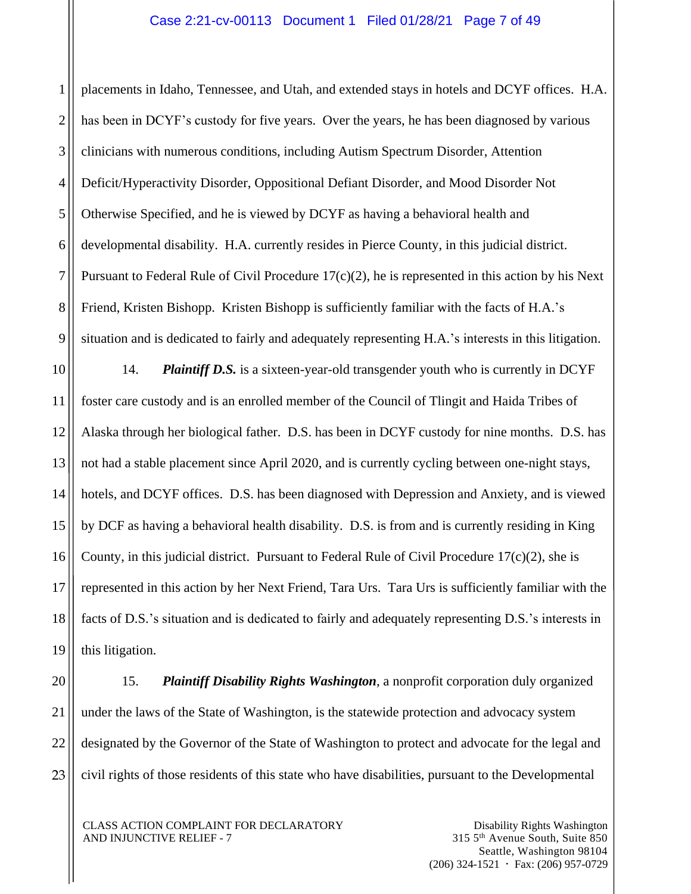placements in Idaho, Tennessee, and Utah, and extended stays in hotels and DCYF offices. H.A. has been in DCYF's custody for five years. Over the years, he has been diagnosed by various clinicians with numerous conditions, including Autism Spectrum Disorder, Attention Deficit/Hyperactivity Disorder, Oppositional Defiant Disorder, and Mood Disorder Not Otherwise Specified, and he is viewed by DCYF as having a behavioral health and developmental disability. H.A. currently resides in Pierce County, in this judicial district. Pursuant to Federal Rule of Civil Procedure 17(c)(2), he is represented in this action by his Next Friend, Kristen Bishopp. Kristen Bishopp is sufficiently familiar with the facts of H.A.'s situation and is dedicated to fairly and adequately representing H.A.'s interests in this litigation.

14. ***Plaintiff D.S.*** is a sixteen-year-old transgender youth who is currently in DCYF foster care custody and is an enrolled member of the Council of Tlingit and Haida Tribes of Alaska through her biological father. D.S. has been in DCYF custody for nine months. D.S. has not had a stable placement since April 2020, and is currently cycling between one-night stays, hotels, and DCYF offices. D.S. has been diagnosed with Depression and Anxiety, and is viewed by DCF as having a behavioral health disability. D.S. is from and is currently residing in King County, in this judicial district. Pursuant to Federal Rule of Civil Procedure 17(c)(2), she is represented in this action by her Next Friend, Tara Urs. Tara Urs is sufficiently familiar with the facts of D.S.'s situation and is dedicated to fairly and adequately representing D.S.'s interests in this litigation.

15. ***Plaintiff Disability Rights Washington***, a nonprofit corporation duly organized under the laws of the State of Washington, is the statewide protection and advocacy system designated by the Governor of the State of Washington to protect and advocate for the legal and civil rights of those residents of this state who have disabilities, pursuant to the Developmental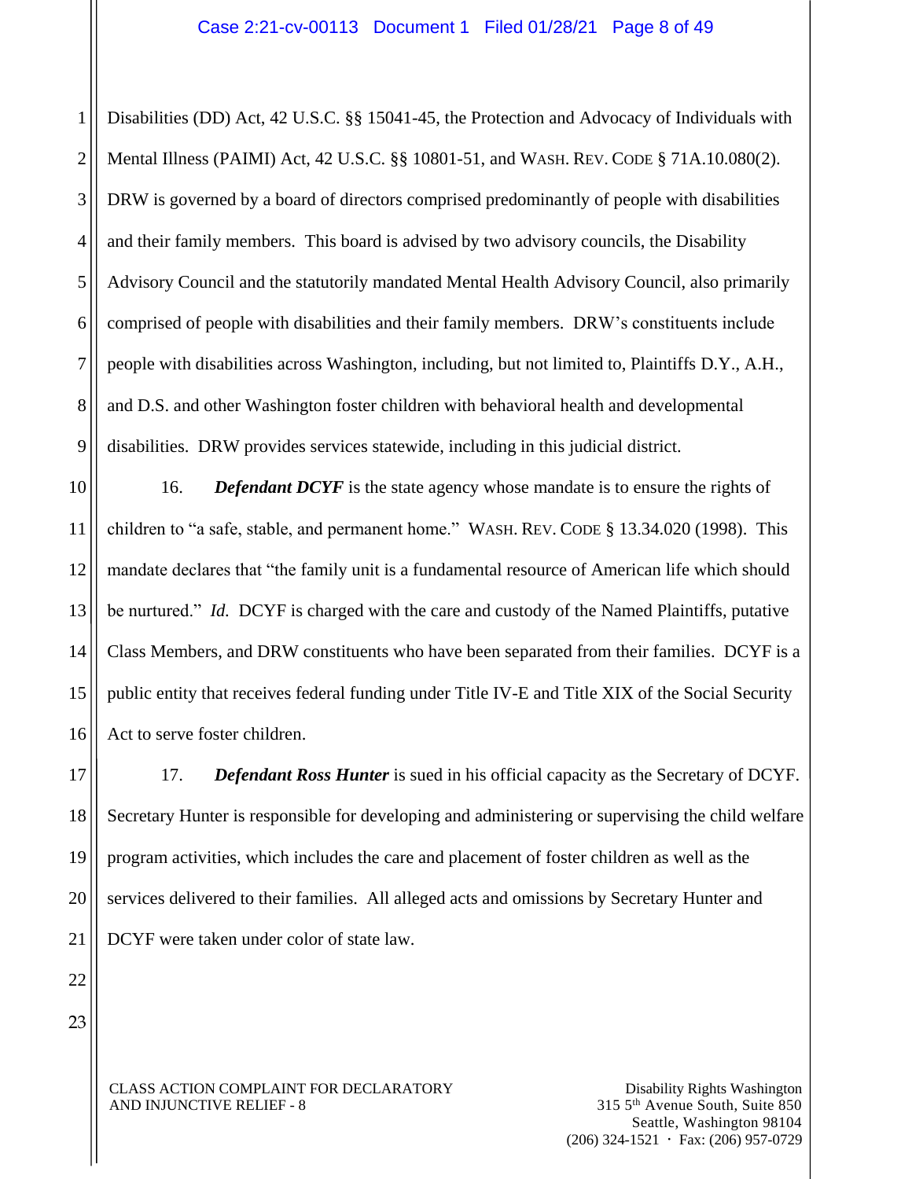Disabilities (DD) Act, 42 U.S.C. §§ 15041-45, the Protection and Advocacy of Individuals with Mental Illness (PAIMI) Act, 42 U.S.C. §§ 10801-51, and WASH. REV. CODE § 71A.10.080(2). DRW is governed by a board of directors comprised predominantly of people with disabilities and their family members. This board is advised by two advisory councils, the Disability Advisory Council and the statutorily mandated Mental Health Advisory Council, also primarily comprised of people with disabilities and their family members. DRW's constituents include people with disabilities across Washington, including, but not limited to, Plaintiffs D.Y., A.H., and D.S. and other Washington foster children with behavioral health and developmental disabilities. DRW provides services statewide, including in this judicial district.

16. ***Defendant DCYF*** is the state agency whose mandate is to ensure the rights of children to "a safe, stable, and permanent home." WASH. REV. CODE § 13.34.020 (1998). This mandate declares that "the family unit is a fundamental resource of American life which should be nurtured." *Id.* DCYF is charged with the care and custody of the Named Plaintiffs, putative Class Members, and DRW constituents who have been separated from their families. DCYF is a public entity that receives federal funding under Title IV-E and Title XIX of the Social Security Act to serve foster children.

17. ***Defendant Ross Hunter*** is sued in his official capacity as the Secretary of DCYF. Secretary Hunter is responsible for developing and administering or supervising the child welfare program activities, which includes the care and placement of foster children as well as the services delivered to their families. All alleged acts and omissions by Secretary Hunter and DCYF were taken under color of state law.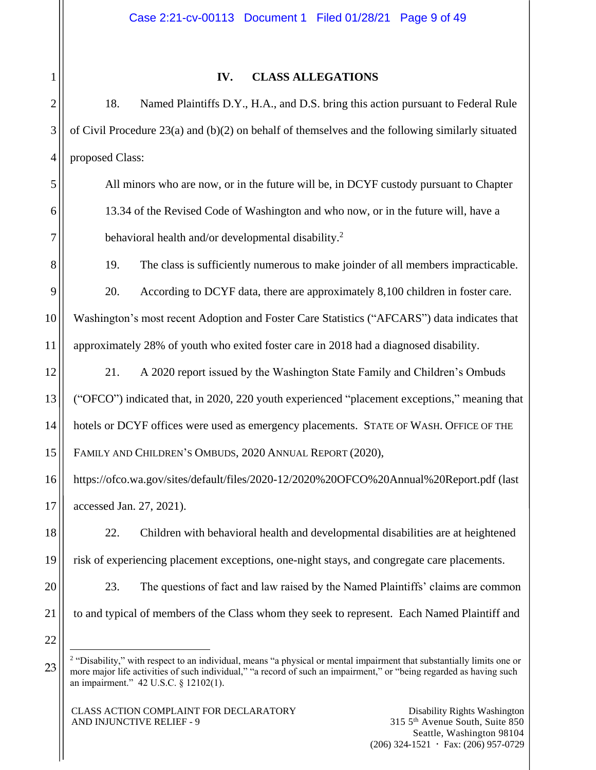## IV. CLASS ALLEGATIONS

18. Named Plaintiffs D.Y., H.A., and D.S. bring this action pursuant to Federal Rule of Civil Procedure 23(a) and (b)(2) on behalf of themselves and the following similarly situated proposed Class:

> All minors who are now, or in the future will be, in DCYF custody pursuant to Chapter 13.34 of the Revised Code of Washington and who now, or in the future will, have a behavioral health and/or developmental disability.[2]

19. The class is sufficiently numerous to make joinder of all members impracticable.

20. According to DCYF data, there are approximately 8,100 children in foster care. Washington's most recent Adoption and Foster Care Statistics ("AFCARS") data indicates that approximately 28% of youth who exited foster care in 2018 had a diagnosed disability.

21. A 2020 report issued by the Washington State Family and Children's Ombuds ("OFCO") indicated that, in 2020, 220 youth experienced "placement exceptions," meaning that hotels or DCYF offices were used as emergency placements. STATE OF WASH. OFFICE OF THE FAMILY AND CHILDREN'S OMBUDS, 2020 ANNUAL REPORT (2020), https://ofco.wa.gov/sites/default/files/2020-12/2020%20OFCO%20Annual%20Report.pdf (last accessed Jan. 27, 2021).

22. Children with behavioral health and developmental disabilities are at heightened risk of experiencing placement exceptions, one-night stays, and congregate care placements.

23. The questions of fact and law raised by the Named Plaintiffs' claims are common to and typical of members of the Class whom they seek to represent. Each Named Plaintiff and

---

[2] "Disability," with respect to an individual, means "a physical or mental impairment that substantially limits one or more major life activities of such individual," "a record of such an impairment," or "being regarded as having such an impairment." 42 U.S.C. § 12102(1).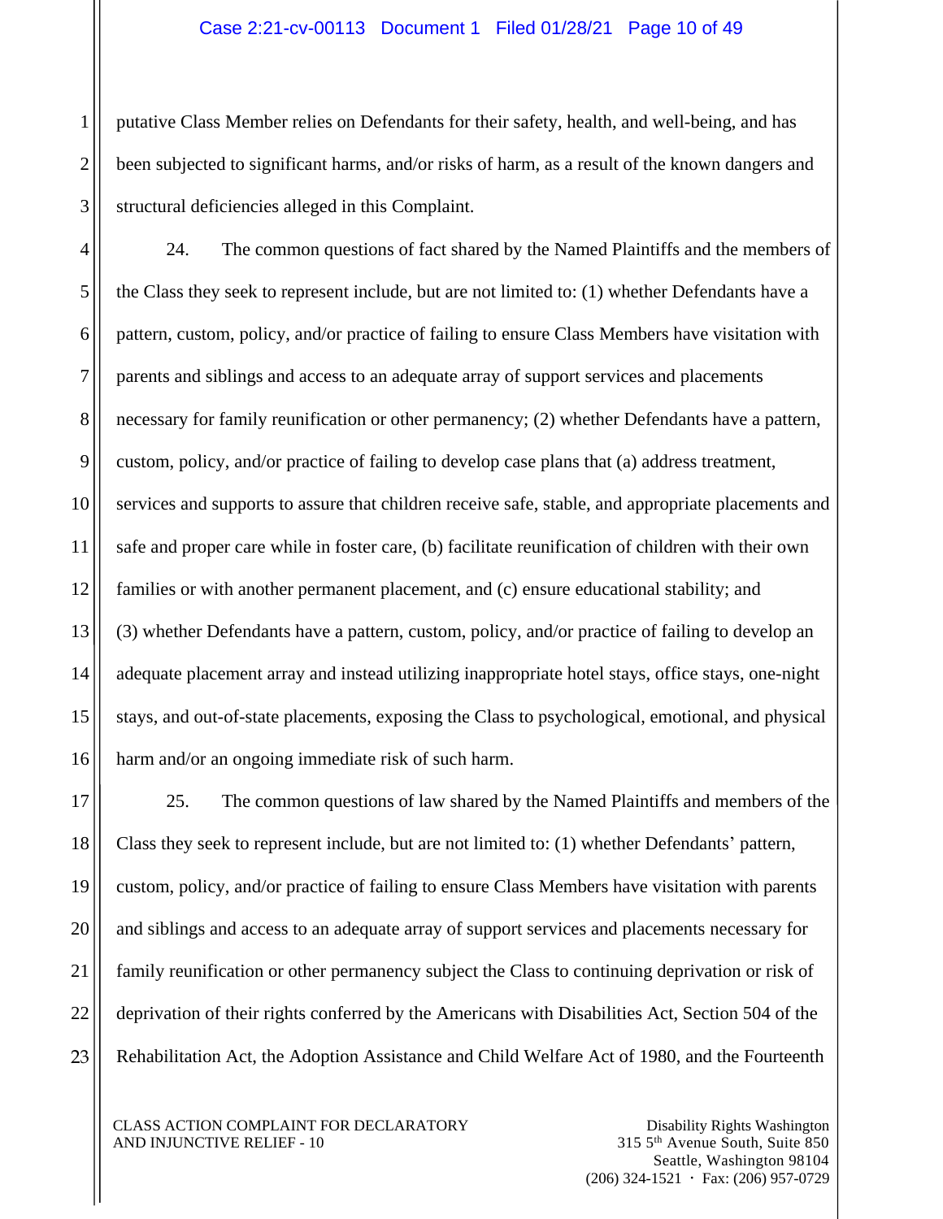putative Class Member relies on Defendants for their safety, health, and well-being, and has been subjected to significant harms, and/or risks of harm, as a result of the known dangers and structural deficiencies alleged in this Complaint.

24. The common questions of fact shared by the Named Plaintiffs and the members of the Class they seek to represent include, but are not limited to: (1) whether Defendants have a pattern, custom, policy, and/or practice of failing to ensure Class Members have visitation with parents and siblings and access to an adequate array of support services and placements necessary for family reunification or other permanency; (2) whether Defendants have a pattern, custom, policy, and/or practice of failing to develop case plans that (a) address treatment, services and supports to assure that children receive safe, stable, and appropriate placements and safe and proper care while in foster care, (b) facilitate reunification of children with their own families or with another permanent placement, and (c) ensure educational stability; and (3) whether Defendants have a pattern, custom, policy, and/or practice of failing to develop an adequate placement array and instead utilizing inappropriate hotel stays, office stays, one-night stays, and out-of-state placements, exposing the Class to psychological, emotional, and physical harm and/or an ongoing immediate risk of such harm.

25. The common questions of law shared by the Named Plaintiffs and members of the Class they seek to represent include, but are not limited to: (1) whether Defendants' pattern, custom, policy, and/or practice of failing to ensure Class Members have visitation with parents and siblings and access to an adequate array of support services and placements necessary for family reunification or other permanency subject the Class to continuing deprivation or risk of deprivation of their rights conferred by the Americans with Disabilities Act, Section 504 of the Rehabilitation Act, the Adoption Assistance and Child Welfare Act of 1980, and the Fourteenth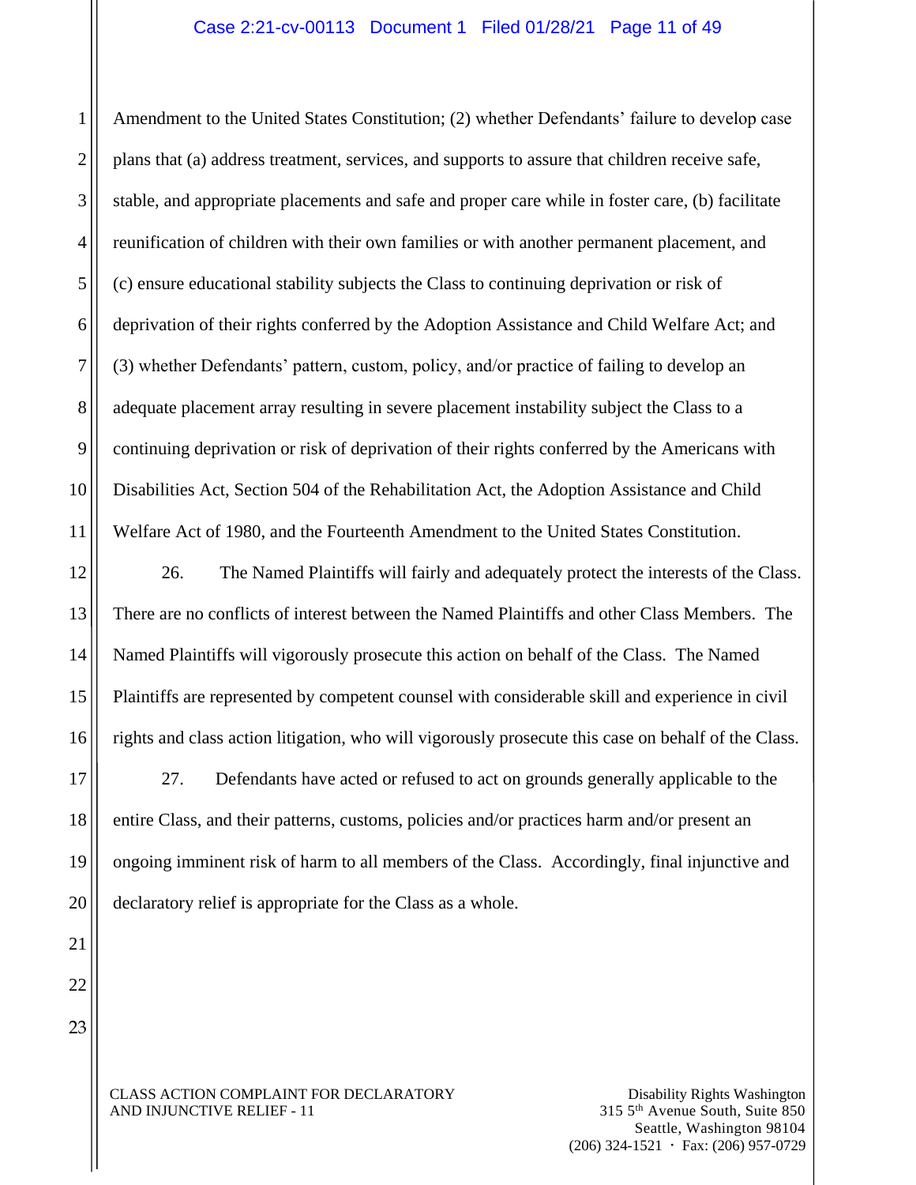Amendment to the United States Constitution; (2) whether Defendants' failure to develop case plans that (a) address treatment, services, and supports to assure that children receive safe, stable, and appropriate placements and safe and proper care while in foster care, (b) facilitate reunification of children with their own families or with another permanent placement, and (c) ensure educational stability subjects the Class to continuing deprivation or risk of deprivation of their rights conferred by the Adoption Assistance and Child Welfare Act; and (3) whether Defendants' pattern, custom, policy, and/or practice of failing to develop an adequate placement array resulting in severe placement instability subject the Class to a continuing deprivation or risk of deprivation of their rights conferred by the Americans with Disabilities Act, Section 504 of the Rehabilitation Act, the Adoption Assistance and Child Welfare Act of 1980, and the Fourteenth Amendment to the United States Constitution.

26. The Named Plaintiffs will fairly and adequately protect the interests of the Class. There are no conflicts of interest between the Named Plaintiffs and other Class Members. The Named Plaintiffs will vigorously prosecute this action on behalf of the Class. The Named Plaintiffs are represented by competent counsel with considerable skill and experience in civil rights and class action litigation, who will vigorously prosecute this case on behalf of the Class.

27. Defendants have acted or refused to act on grounds generally applicable to the entire Class, and their patterns, customs, policies and/or practices harm and/or present an ongoing imminent risk of harm to all members of the Class. Accordingly, final injunctive and declaratory relief is appropriate for the Class as a whole.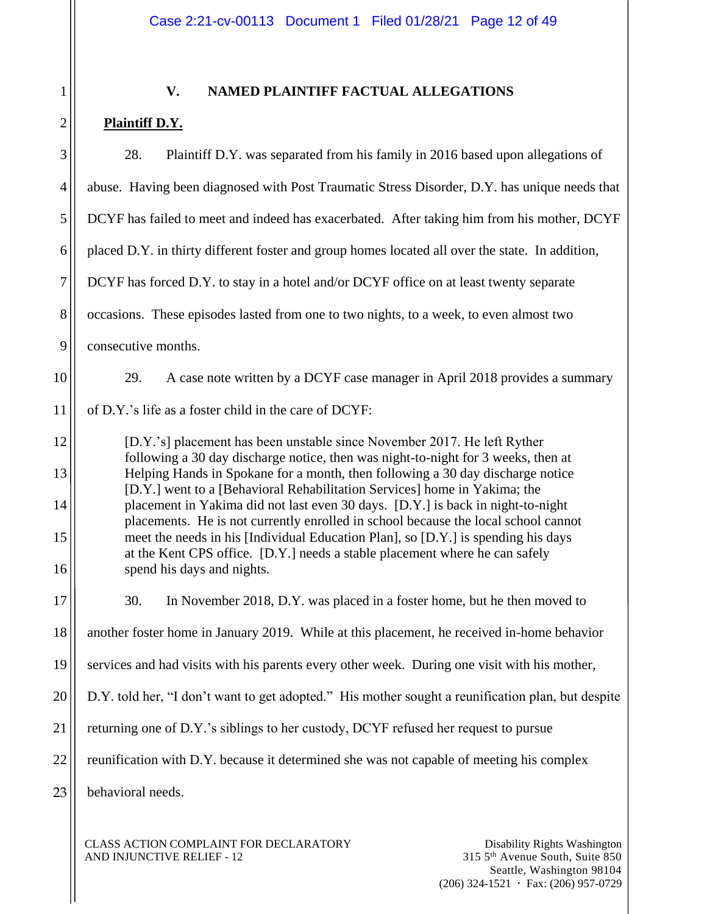## V. NAMED PLAINTIFF FACTUAL ALLEGATIONS

**Plaintiff D.Y.**

28. Plaintiff D.Y. was separated from his family in 2016 based upon allegations of abuse. Having been diagnosed with Post Traumatic Stress Disorder, D.Y. has unique needs that DCYF has failed to meet and indeed has exacerbated. After taking him from his mother, DCYF placed D.Y. in thirty different foster and group homes located all over the state. In addition, DCYF has forced D.Y. to stay in a hotel and/or DCYF office on at least twenty separate occasions. These episodes lasted from one to two nights, to a week, to even almost two consecutive months.

29. A case note written by a DCYF case manager in April 2018 provides a summary of D.Y.'s life as a foster child in the care of DCYF:

> [D.Y.'s] placement has been unstable since November 2017. He left Ryther following a 30 day discharge notice, then was night-to-night for 3 weeks, then at Helping Hands in Spokane for a month, then following a 30 day discharge notice [D.Y.] went to a [Behavioral Rehabilitation Services] home in Yakima; the placement in Yakima did not last even 30 days. [D.Y.] is back in night-to-night placements. He is not currently enrolled in school because the local school cannot meet the needs in his [Individual Education Plan], so [D.Y.] is spending his days at the Kent CPS office. [D.Y.] needs a stable placement where he can safely spend his days and nights.

30. In November 2018, D.Y. was placed in a foster home, but he then moved to another foster home in January 2019. While at this placement, he received in-home behavior services and had visits with his parents every other week. During one visit with his mother, D.Y. told her, "I don't want to get adopted." His mother sought a reunification plan, but despite returning one of D.Y.'s siblings to her custody, DCYF refused her request to pursue reunification with D.Y. because it determined she was not capable of meeting his complex behavioral needs.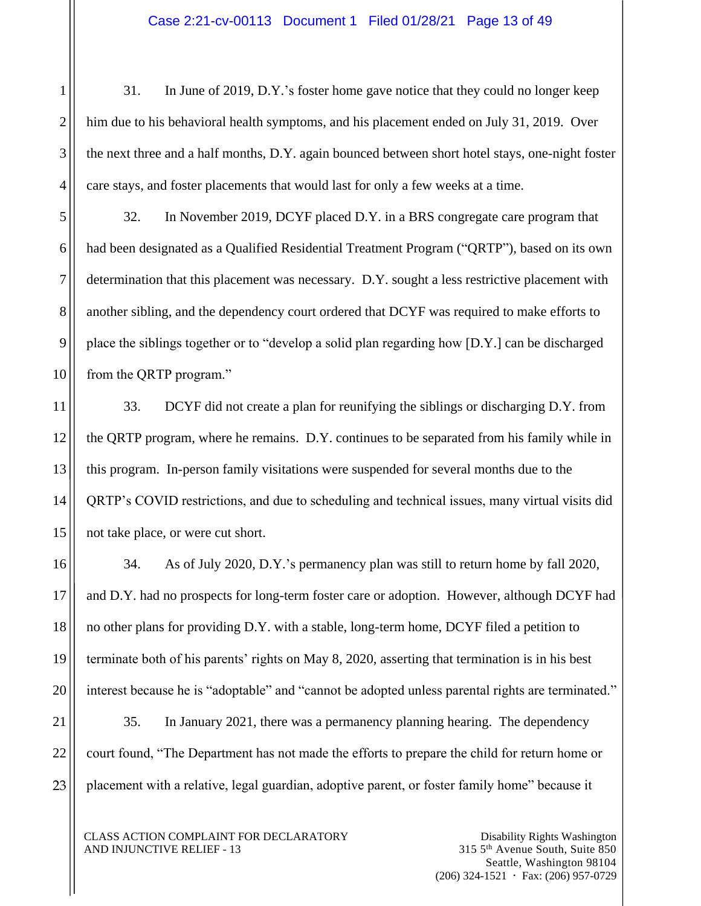31. In June of 2019, D.Y.'s foster home gave notice that they could no longer keep him due to his behavioral health symptoms, and his placement ended on July 31, 2019. Over the next three and a half months, D.Y. again bounced between short hotel stays, one-night foster care stays, and foster placements that would last for only a few weeks at a time.

32. In November 2019, DCYF placed D.Y. in a BRS congregate care program that had been designated as a Qualified Residential Treatment Program ("QRTP"), based on its own determination that this placement was necessary. D.Y. sought a less restrictive placement with another sibling, and the dependency court ordered that DCYF was required to make efforts to place the siblings together or to "develop a solid plan regarding how [D.Y.] can be discharged from the QRTP program."

33. DCYF did not create a plan for reunifying the siblings or discharging D.Y. from the QRTP program, where he remains. D.Y. continues to be separated from his family while in this program. In-person family visitations were suspended for several months due to the QRTP's COVID restrictions, and due to scheduling and technical issues, many virtual visits did not take place, or were cut short.

34. As of July 2020, D.Y.'s permanency plan was still to return home by fall 2020, and D.Y. had no prospects for long-term foster care or adoption. However, although DCYF had no other plans for providing D.Y. with a stable, long-term home, DCYF filed a petition to terminate both of his parents' rights on May 8, 2020, asserting that termination is in his best interest because he is "adoptable" and "cannot be adopted unless parental rights are terminated."

35. In January 2021, there was a permanency planning hearing. The dependency court found, "The Department has not made the efforts to prepare the child for return home or placement with a relative, legal guardian, adoptive parent, or foster family home" because it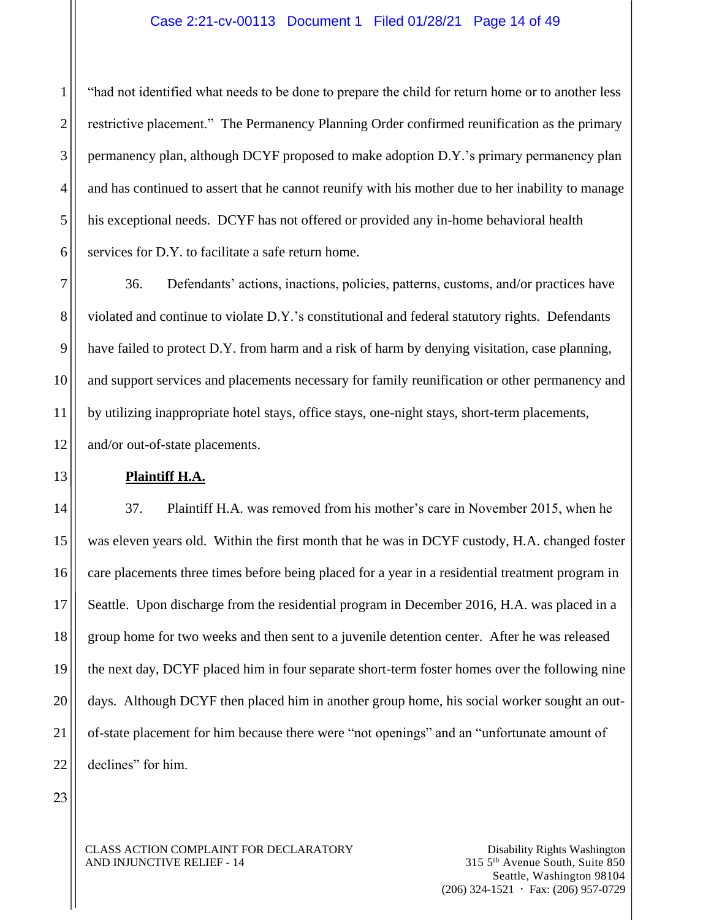"had not identified what needs to be done to prepare the child for return home or to another less restrictive placement." The Permanency Planning Order confirmed reunification as the primary permanency plan, although DCYF proposed to make adoption D.Y.'s primary permanency plan and has continued to assert that he cannot reunify with his mother due to her inability to manage his exceptional needs. DCYF has not offered or provided any in-home behavioral health services for D.Y. to facilitate a safe return home.

36. Defendants' actions, inactions, policies, patterns, customs, and/or practices have violated and continue to violate D.Y.'s constitutional and federal statutory rights. Defendants have failed to protect D.Y. from harm and a risk of harm by denying visitation, case planning, and support services and placements necessary for family reunification or other permanency and by utilizing inappropriate hotel stays, office stays, one-night stays, short-term placements, and/or out-of-state placements.

**Plaintiff H.A.**

37. Plaintiff H.A. was removed from his mother's care in November 2015, when he was eleven years old. Within the first month that he was in DCYF custody, H.A. changed foster care placements three times before being placed for a year in a residential treatment program in Seattle. Upon discharge from the residential program in December 2016, H.A. was placed in a group home for two weeks and then sent to a juvenile detention center. After he was released the next day, DCYF placed him in four separate short-term foster homes over the following nine days. Although DCYF then placed him in another group home, his social worker sought an out-of-state placement for him because there were "not openings" and an "unfortunate amount of declines" for him.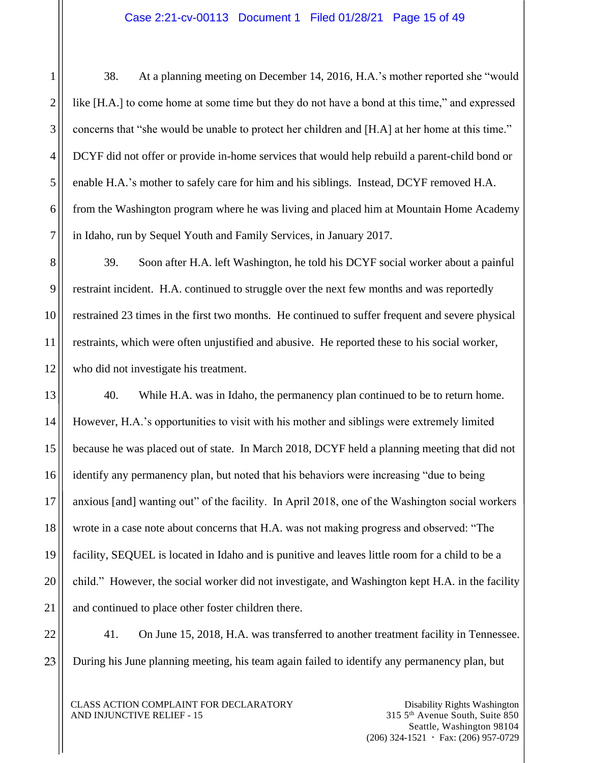38. At a planning meeting on December 14, 2016, H.A.'s mother reported she "would like [H.A.] to come home at some time but they do not have a bond at this time," and expressed concerns that "she would be unable to protect her children and [H.A] at her home at this time." DCYF did not offer or provide in-home services that would help rebuild a parent-child bond or enable H.A.'s mother to safely care for him and his siblings. Instead, DCYF removed H.A. from the Washington program where he was living and placed him at Mountain Home Academy in Idaho, run by Sequel Youth and Family Services, in January 2017.

39. Soon after H.A. left Washington, he told his DCYF social worker about a painful restraint incident. H.A. continued to struggle over the next few months and was reportedly restrained 23 times in the first two months. He continued to suffer frequent and severe physical restraints, which were often unjustified and abusive. He reported these to his social worker, who did not investigate his treatment.

40. While H.A. was in Idaho, the permanency plan continued to be to return home. However, H.A.'s opportunities to visit with his mother and siblings were extremely limited because he was placed out of state. In March 2018, DCYF held a planning meeting that did not identify any permanency plan, but noted that his behaviors were increasing "due to being anxious [and] wanting out" of the facility. In April 2018, one of the Washington social workers wrote in a case note about concerns that H.A. was not making progress and observed: "The facility, SEQUEL is located in Idaho and is punitive and leaves little room for a child to be a child." However, the social worker did not investigate, and Washington kept H.A. in the facility and continued to place other foster children there.

41. On June 15, 2018, H.A. was transferred to another treatment facility in Tennessee. During his June planning meeting, his team again failed to identify any permanency plan, but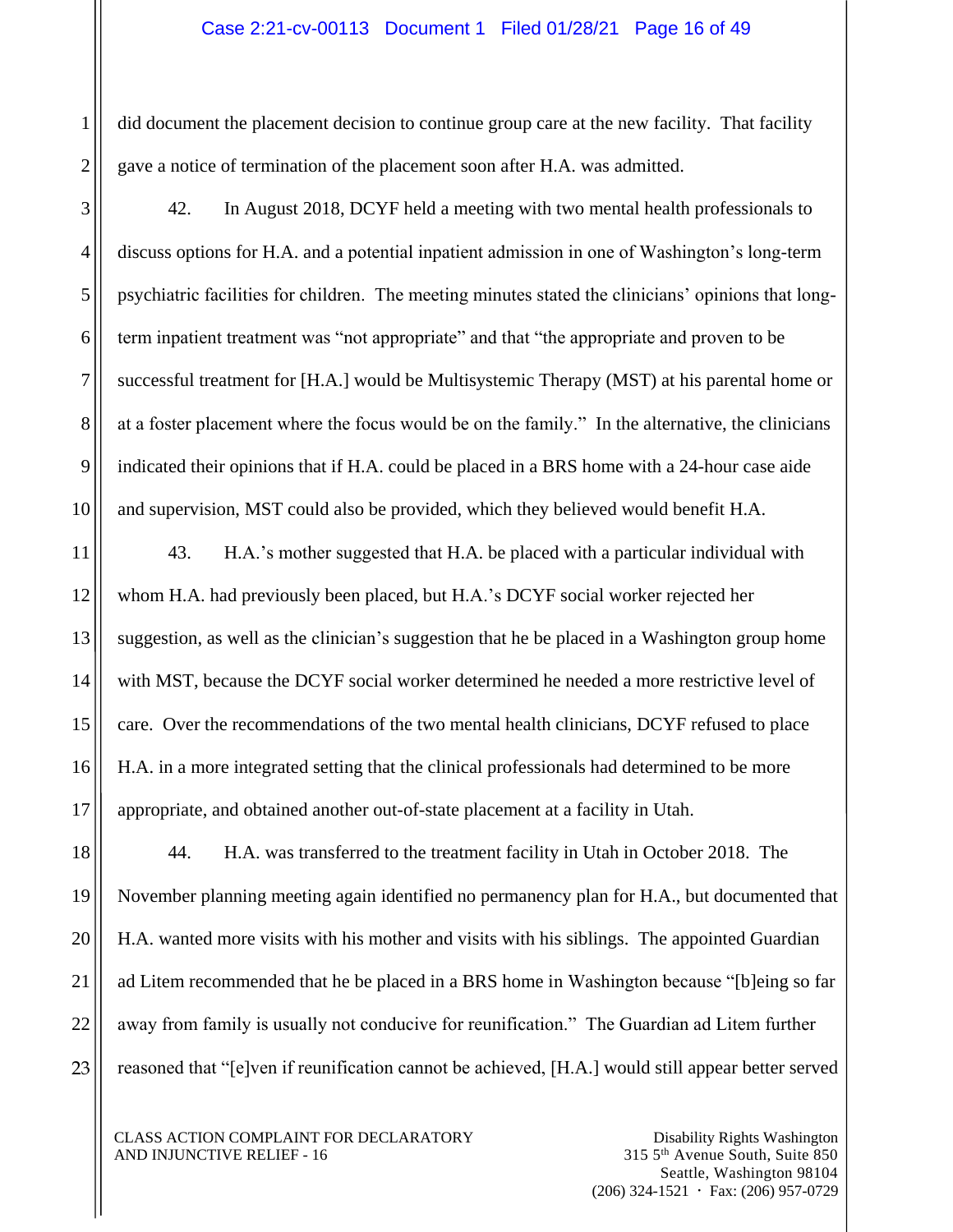did document the placement decision to continue group care at the new facility. That facility gave a notice of termination of the placement soon after H.A. was admitted.

42. In August 2018, DCYF held a meeting with two mental health professionals to discuss options for H.A. and a potential inpatient admission in one of Washington's long-term psychiatric facilities for children. The meeting minutes stated the clinicians' opinions that long-term inpatient treatment was "not appropriate" and that "the appropriate and proven to be successful treatment for [H.A.] would be Multisystemic Therapy (MST) at his parental home or at a foster placement where the focus would be on the family." In the alternative, the clinicians indicated their opinions that if H.A. could be placed in a BRS home with a 24-hour case aide and supervision, MST could also be provided, which they believed would benefit H.A.

43. H.A.'s mother suggested that H.A. be placed with a particular individual with whom H.A. had previously been placed, but H.A.'s DCYF social worker rejected her suggestion, as well as the clinician's suggestion that he be placed in a Washington group home with MST, because the DCYF social worker determined he needed a more restrictive level of care. Over the recommendations of the two mental health clinicians, DCYF refused to place H.A. in a more integrated setting that the clinical professionals had determined to be more appropriate, and obtained another out-of-state placement at a facility in Utah.

44. H.A. was transferred to the treatment facility in Utah in October 2018. The November planning meeting again identified no permanency plan for H.A., but documented that H.A. wanted more visits with his mother and visits with his siblings. The appointed Guardian ad Litem recommended that he be placed in a BRS home in Washington because "[b]eing so far away from family is usually not conducive for reunification." The Guardian ad Litem further reasoned that "[e]ven if reunification cannot be achieved, [H.A.] would still appear better served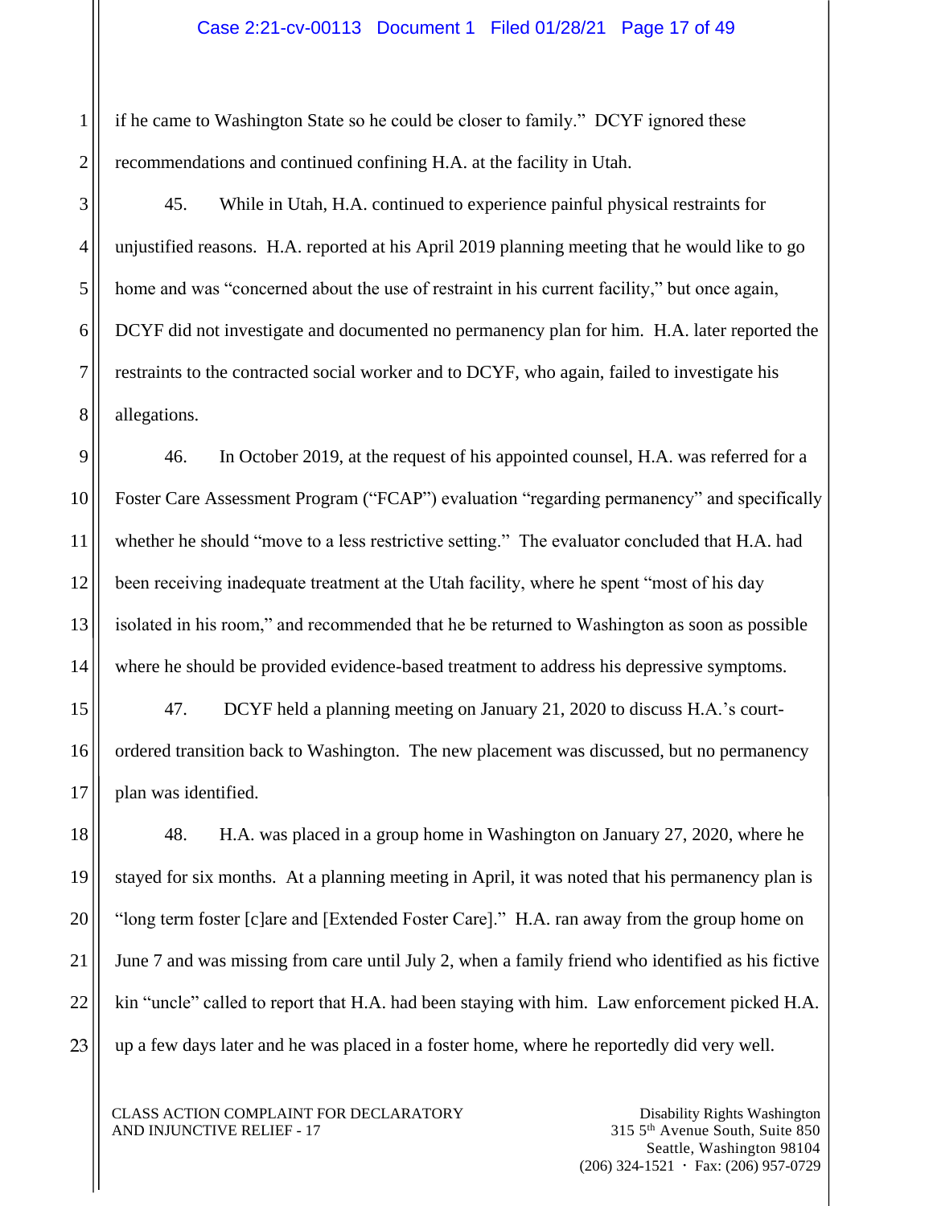if he came to Washington State so he could be closer to family." DCYF ignored these recommendations and continued confining H.A. at the facility in Utah.

45. While in Utah, H.A. continued to experience painful physical restraints for unjustified reasons. H.A. reported at his April 2019 planning meeting that he would like to go home and was "concerned about the use of restraint in his current facility," but once again, DCYF did not investigate and documented no permanency plan for him. H.A. later reported the restraints to the contracted social worker and to DCYF, who again, failed to investigate his allegations.

46. In October 2019, at the request of his appointed counsel, H.A. was referred for a Foster Care Assessment Program ("FCAP") evaluation "regarding permanency" and specifically whether he should "move to a less restrictive setting." The evaluator concluded that H.A. had been receiving inadequate treatment at the Utah facility, where he spent "most of his day isolated in his room," and recommended that he be returned to Washington as soon as possible where he should be provided evidence-based treatment to address his depressive symptoms.

47. DCYF held a planning meeting on January 21, 2020 to discuss H.A.'s court-ordered transition back to Washington. The new placement was discussed, but no permanency plan was identified.

48. H.A. was placed in a group home in Washington on January 27, 2020, where he stayed for six months. At a planning meeting in April, it was noted that his permanency plan is "long term foster [c]are and [Extended Foster Care]." H.A. ran away from the group home on June 7 and was missing from care until July 2, when a family friend who identified as his fictive kin "uncle" called to report that H.A. had been staying with him. Law enforcement picked H.A. up a few days later and he was placed in a foster home, where he reportedly did very well.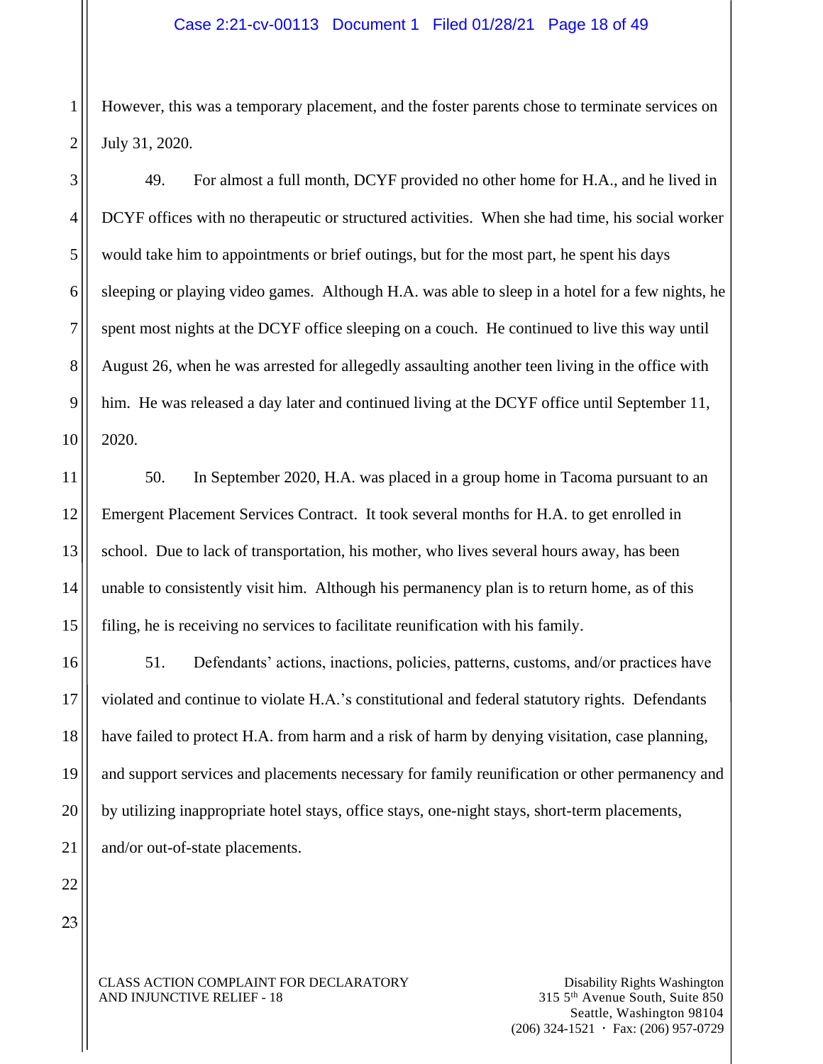However, this was a temporary placement, and the foster parents chose to terminate services on July 31, 2020.

49. For almost a full month, DCYF provided no other home for H.A., and he lived in DCYF offices with no therapeutic or structured activities. When she had time, his social worker would take him to appointments or brief outings, but for the most part, he spent his days sleeping or playing video games. Although H.A. was able to sleep in a hotel for a few nights, he spent most nights at the DCYF office sleeping on a couch. He continued to live this way until August 26, when he was arrested for allegedly assaulting another teen living in the office with him. He was released a day later and continued living at the DCYF office until September 11, 2020.

50. In September 2020, H.A. was placed in a group home in Tacoma pursuant to an Emergent Placement Services Contract. It took several months for H.A. to get enrolled in school. Due to lack of transportation, his mother, who lives several hours away, has been unable to consistently visit him. Although his permanency plan is to return home, as of this filing, he is receiving no services to facilitate reunification with his family.

51. Defendants' actions, inactions, policies, patterns, customs, and/or practices have violated and continue to violate H.A.'s constitutional and federal statutory rights. Defendants have failed to protect H.A. from harm and a risk of harm by denying visitation, case planning, and support services and placements necessary for family reunification or other permanency and by utilizing inappropriate hotel stays, office stays, one-night stays, short-term placements, and/or out-of-state placements.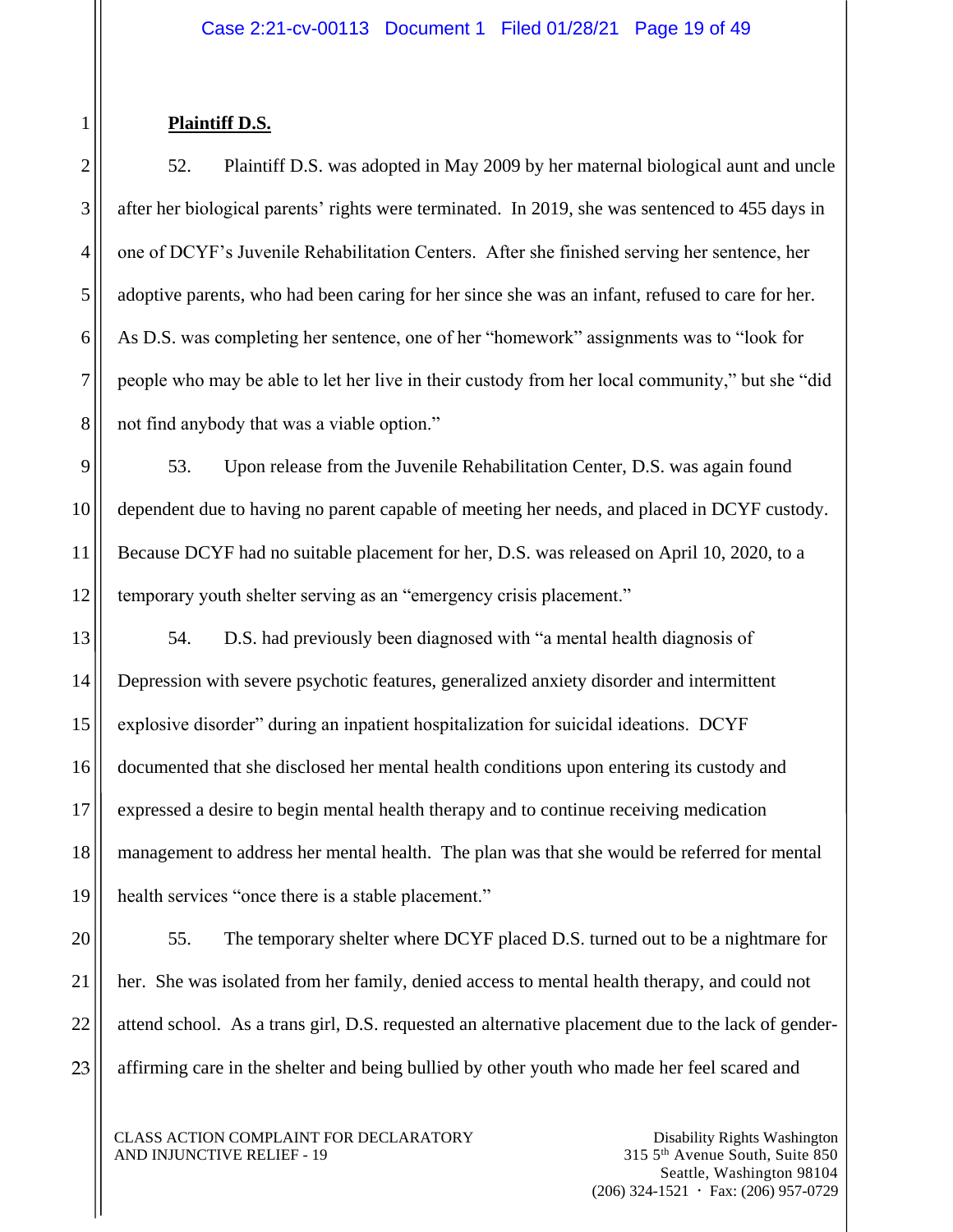**Plaintiff D.S.**

52. Plaintiff D.S. was adopted in May 2009 by her maternal biological aunt and uncle after her biological parents' rights were terminated. In 2019, she was sentenced to 455 days in one of DCYF's Juvenile Rehabilitation Centers. After she finished serving her sentence, her adoptive parents, who had been caring for her since she was an infant, refused to care for her. As D.S. was completing her sentence, one of her "homework" assignments was to "look for people who may be able to let her live in their custody from her local community," but she "did not find anybody that was a viable option."

53. Upon release from the Juvenile Rehabilitation Center, D.S. was again found dependent due to having no parent capable of meeting her needs, and placed in DCYF custody. Because DCYF had no suitable placement for her, D.S. was released on April 10, 2020, to a temporary youth shelter serving as an "emergency crisis placement."

54. D.S. had previously been diagnosed with "a mental health diagnosis of Depression with severe psychotic features, generalized anxiety disorder and intermittent explosive disorder" during an inpatient hospitalization for suicidal ideations. DCYF documented that she disclosed her mental health conditions upon entering its custody and expressed a desire to begin mental health therapy and to continue receiving medication management to address her mental health. The plan was that she would be referred for mental health services "once there is a stable placement."

55. The temporary shelter where DCYF placed D.S. turned out to be a nightmare for her. She was isolated from her family, denied access to mental health therapy, and could not attend school. As a trans girl, D.S. requested an alternative placement due to the lack of gender-affirming care in the shelter and being bullied by other youth who made her feel scared and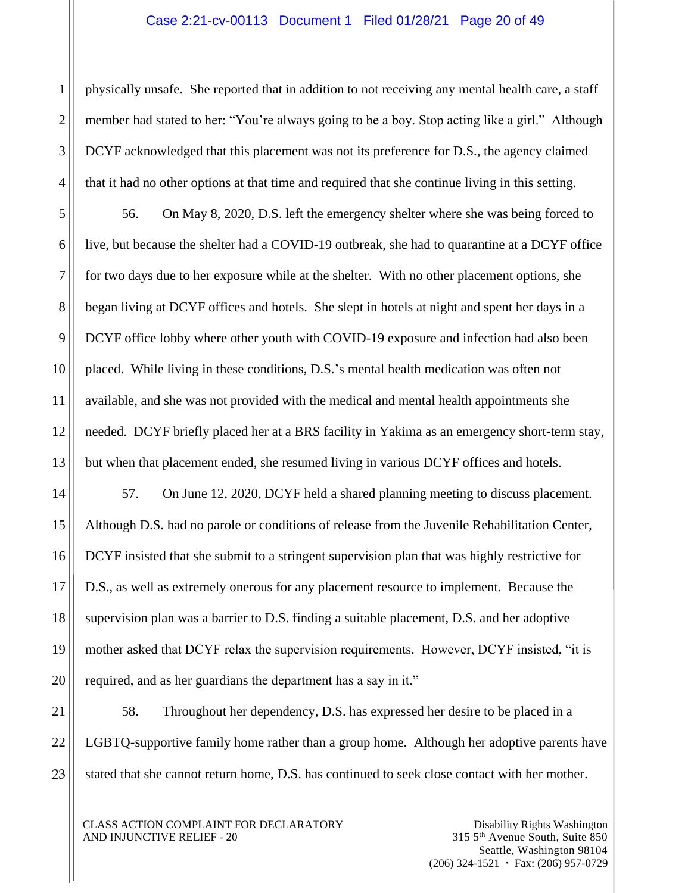physically unsafe. She reported that in addition to not receiving any mental health care, a staff member had stated to her: "You're always going to be a boy. Stop acting like a girl." Although DCYF acknowledged that this placement was not its preference for D.S., the agency claimed that it had no other options at that time and required that she continue living in this setting.

56. On May 8, 2020, D.S. left the emergency shelter where she was being forced to live, but because the shelter had a COVID-19 outbreak, she had to quarantine at a DCYF office for two days due to her exposure while at the shelter. With no other placement options, she began living at DCYF offices and hotels. She slept in hotels at night and spent her days in a DCYF office lobby where other youth with COVID-19 exposure and infection had also been placed. While living in these conditions, D.S.'s mental health medication was often not available, and she was not provided with the medical and mental health appointments she needed. DCYF briefly placed her at a BRS facility in Yakima as an emergency short-term stay, but when that placement ended, she resumed living in various DCYF offices and hotels.

57. On June 12, 2020, DCYF held a shared planning meeting to discuss placement. Although D.S. had no parole or conditions of release from the Juvenile Rehabilitation Center, DCYF insisted that she submit to a stringent supervision plan that was highly restrictive for D.S., as well as extremely onerous for any placement resource to implement. Because the supervision plan was a barrier to D.S. finding a suitable placement, D.S. and her adoptive mother asked that DCYF relax the supervision requirements. However, DCYF insisted, "it is required, and as her guardians the department has a say in it."

58. Throughout her dependency, D.S. has expressed her desire to be placed in a LGBTQ-supportive family home rather than a group home. Although her adoptive parents have stated that she cannot return home, D.S. has continued to seek close contact with her mother.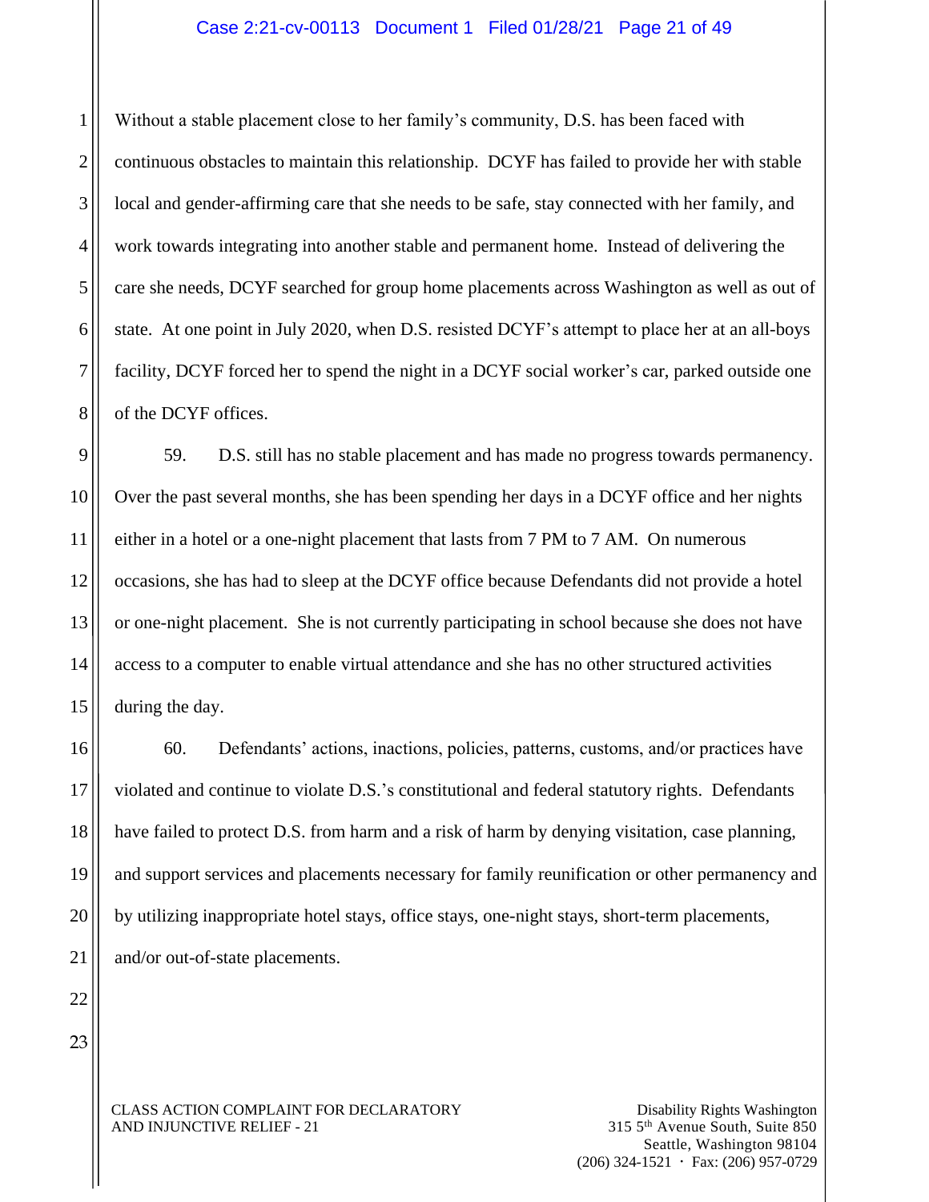Without a stable placement close to her family's community, D.S. has been faced with continuous obstacles to maintain this relationship. DCYF has failed to provide her with stable local and gender-affirming care that she needs to be safe, stay connected with her family, and work towards integrating into another stable and permanent home. Instead of delivering the care she needs, DCYF searched for group home placements across Washington as well as out of state. At one point in July 2020, when D.S. resisted DCYF's attempt to place her at an all-boys facility, DCYF forced her to spend the night in a DCYF social worker's car, parked outside one of the DCYF offices.

59. D.S. still has no stable placement and has made no progress towards permanency. Over the past several months, she has been spending her days in a DCYF office and her nights either in a hotel or a one-night placement that lasts from 7 PM to 7 AM. On numerous occasions, she has had to sleep at the DCYF office because Defendants did not provide a hotel or one-night placement. She is not currently participating in school because she does not have access to a computer to enable virtual attendance and she has no other structured activities during the day.

60. Defendants' actions, inactions, policies, patterns, customs, and/or practices have violated and continue to violate D.S.'s constitutional and federal statutory rights. Defendants have failed to protect D.S. from harm and a risk of harm by denying visitation, case planning, and support services and placements necessary for family reunification or other permanency and by utilizing inappropriate hotel stays, office stays, one-night stays, short-term placements, and/or out-of-state placements.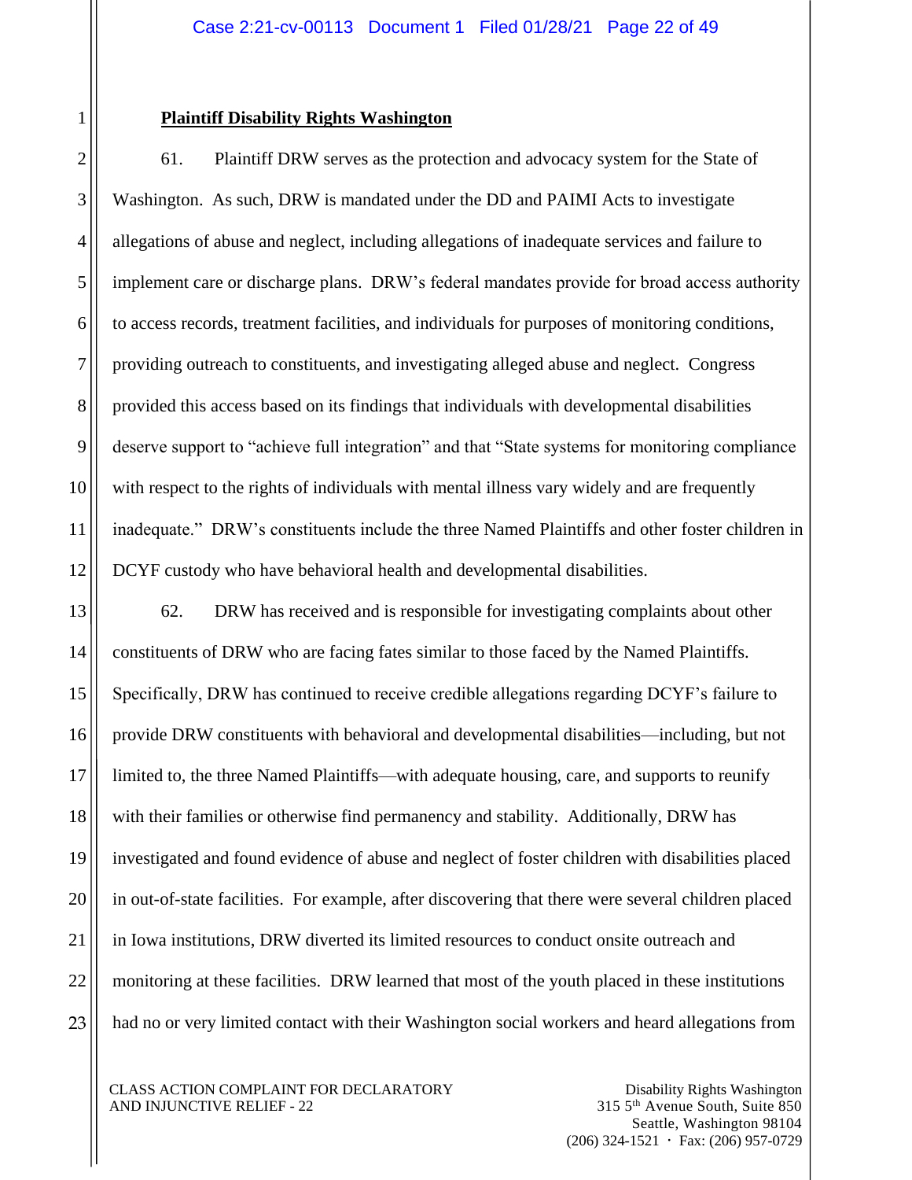**Plaintiff Disability Rights Washington**

61. Plaintiff DRW serves as the protection and advocacy system for the State of Washington. As such, DRW is mandated under the DD and PAIMI Acts to investigate allegations of abuse and neglect, including allegations of inadequate services and failure to implement care or discharge plans. DRW's federal mandates provide for broad access authority to access records, treatment facilities, and individuals for purposes of monitoring conditions, providing outreach to constituents, and investigating alleged abuse and neglect. Congress provided this access based on its findings that individuals with developmental disabilities deserve support to "achieve full integration" and that "State systems for monitoring compliance with respect to the rights of individuals with mental illness vary widely and are frequently inadequate." DRW's constituents include the three Named Plaintiffs and other foster children in DCYF custody who have behavioral health and developmental disabilities.

62. DRW has received and is responsible for investigating complaints about other constituents of DRW who are facing fates similar to those faced by the Named Plaintiffs. Specifically, DRW has continued to receive credible allegations regarding DCYF's failure to provide DRW constituents with behavioral and developmental disabilities—including, but not limited to, the three Named Plaintiffs—with adequate housing, care, and supports to reunify with their families or otherwise find permanency and stability. Additionally, DRW has investigated and found evidence of abuse and neglect of foster children with disabilities placed in out-of-state facilities. For example, after discovering that there were several children placed in Iowa institutions, DRW diverted its limited resources to conduct onsite outreach and monitoring at these facilities. DRW learned that most of the youth placed in these institutions had no or very limited contact with their Washington social workers and heard allegations from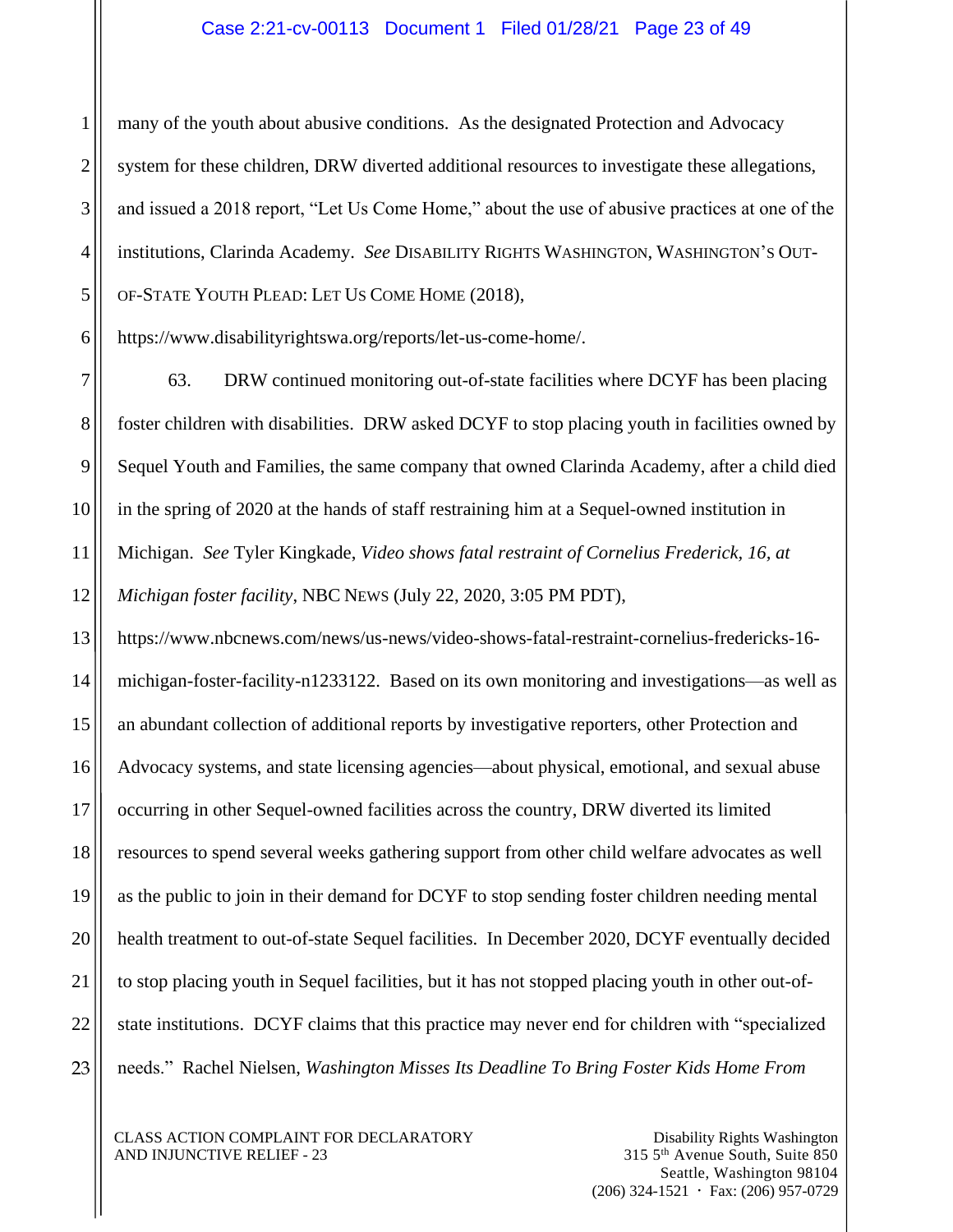many of the youth about abusive conditions. As the designated Protection and Advocacy system for these children, DRW diverted additional resources to investigate these allegations, and issued a 2018 report, "Let Us Come Home," about the use of abusive practices at one of the institutions, Clarinda Academy. *See* DISABILITY RIGHTS WASHINGTON, WASHINGTON'S OUT-OF-STATE YOUTH PLEAD: LET US COME HOME (2018), https://www.disabilityrightswa.org/reports/let-us-come-home/.

63. DRW continued monitoring out-of-state facilities where DCYF has been placing foster children with disabilities. DRW asked DCYF to stop placing youth in facilities owned by Sequel Youth and Families, the same company that owned Clarinda Academy, after a child died in the spring of 2020 at the hands of staff restraining him at a Sequel-owned institution in Michigan. *See* Tyler Kingkade, *Video shows fatal restraint of Cornelius Frederick, 16, at Michigan foster facility*, NBC NEWS (July 22, 2020, 3:05 PM PDT), https://www.nbcnews.com/news/us-news/video-shows-fatal-restraint-cornelius-fredericks-16-michigan-foster-facility-n1233122. Based on its own monitoring and investigations—as well as an abundant collection of additional reports by investigative reporters, other Protection and Advocacy systems, and state licensing agencies—about physical, emotional, and sexual abuse occurring in other Sequel-owned facilities across the country, DRW diverted its limited resources to spend several weeks gathering support from other child welfare advocates as well as the public to join in their demand for DCYF to stop sending foster children needing mental health treatment to out-of-state Sequel facilities. In December 2020, DCYF eventually decided to stop placing youth in Sequel facilities, but it has not stopped placing youth in other out-of-state institutions. DCYF claims that this practice may never end for children with "specialized needs." Rachel Nielsen, *Washington Misses Its Deadline To Bring Foster Kids Home From*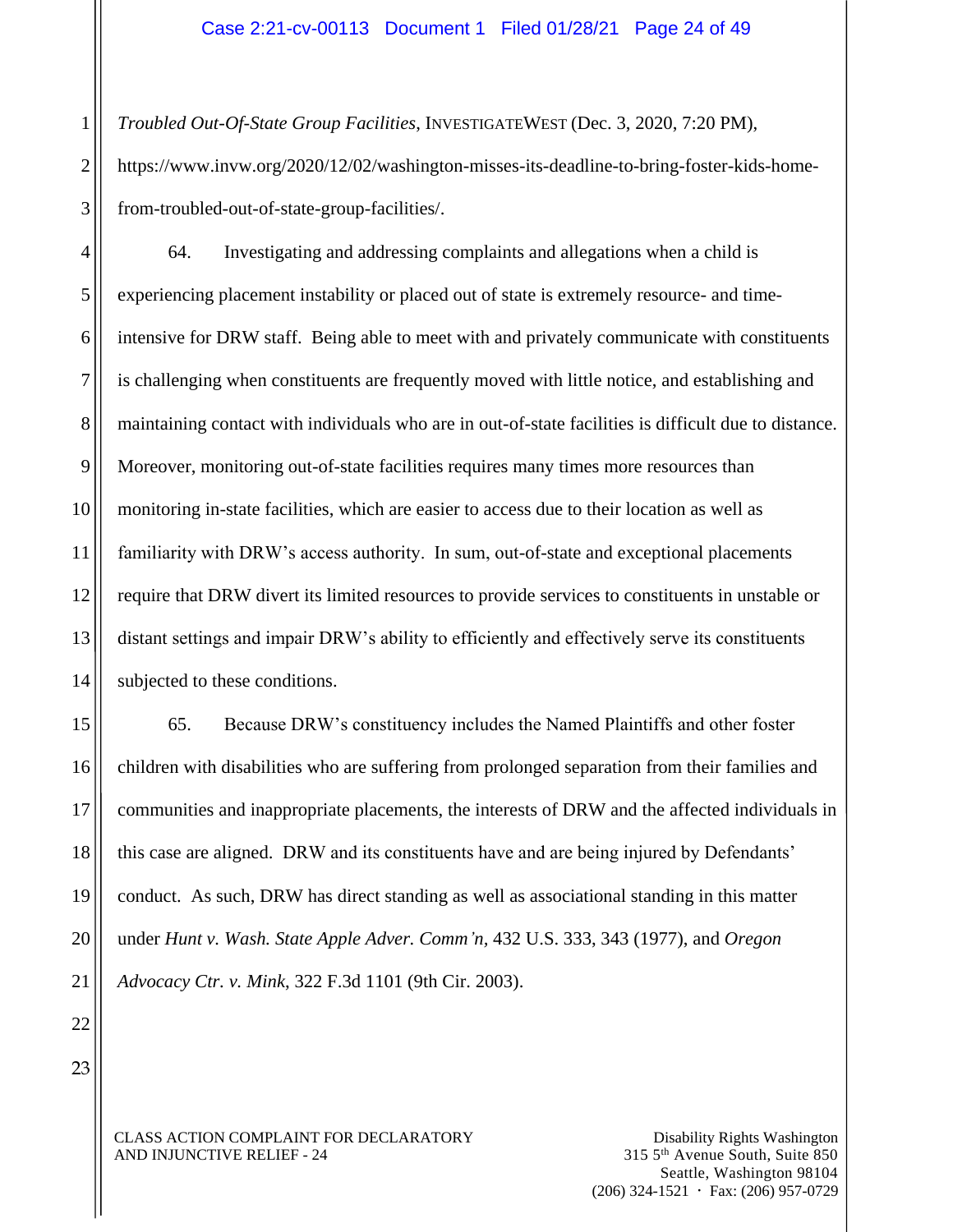*Troubled Out-Of-State Group Facilities*, INVESTIGATEWEST (Dec. 3, 2020, 7:20 PM), https://www.invw.org/2020/12/02/washington-misses-its-deadline-to-bring-foster-kids-home-from-troubled-out-of-state-group-facilities/.

64. Investigating and addressing complaints and allegations when a child is experiencing placement instability or placed out of state is extremely resource- and time-intensive for DRW staff. Being able to meet with and privately communicate with constituents is challenging when constituents are frequently moved with little notice, and establishing and maintaining contact with individuals who are in out-of-state facilities is difficult due to distance. Moreover, monitoring out-of-state facilities requires many times more resources than monitoring in-state facilities, which are easier to access due to their location as well as familiarity with DRW's access authority. In sum, out-of-state and exceptional placements require that DRW divert its limited resources to provide services to constituents in unstable or distant settings and impair DRW's ability to efficiently and effectively serve its constituents subjected to these conditions.

65. Because DRW's constituency includes the Named Plaintiffs and other foster children with disabilities who are suffering from prolonged separation from their families and communities and inappropriate placements, the interests of DRW and the affected individuals in this case are aligned. DRW and its constituents have and are being injured by Defendants' conduct. As such, DRW has direct standing as well as associational standing in this matter under *Hunt v. Wash. State Apple Adver. Comm'n,* 432 U.S. 333, 343 (1977), and *Oregon Advocacy Ctr. v. Mink*, 322 F.3d 1101 (9th Cir. 2003).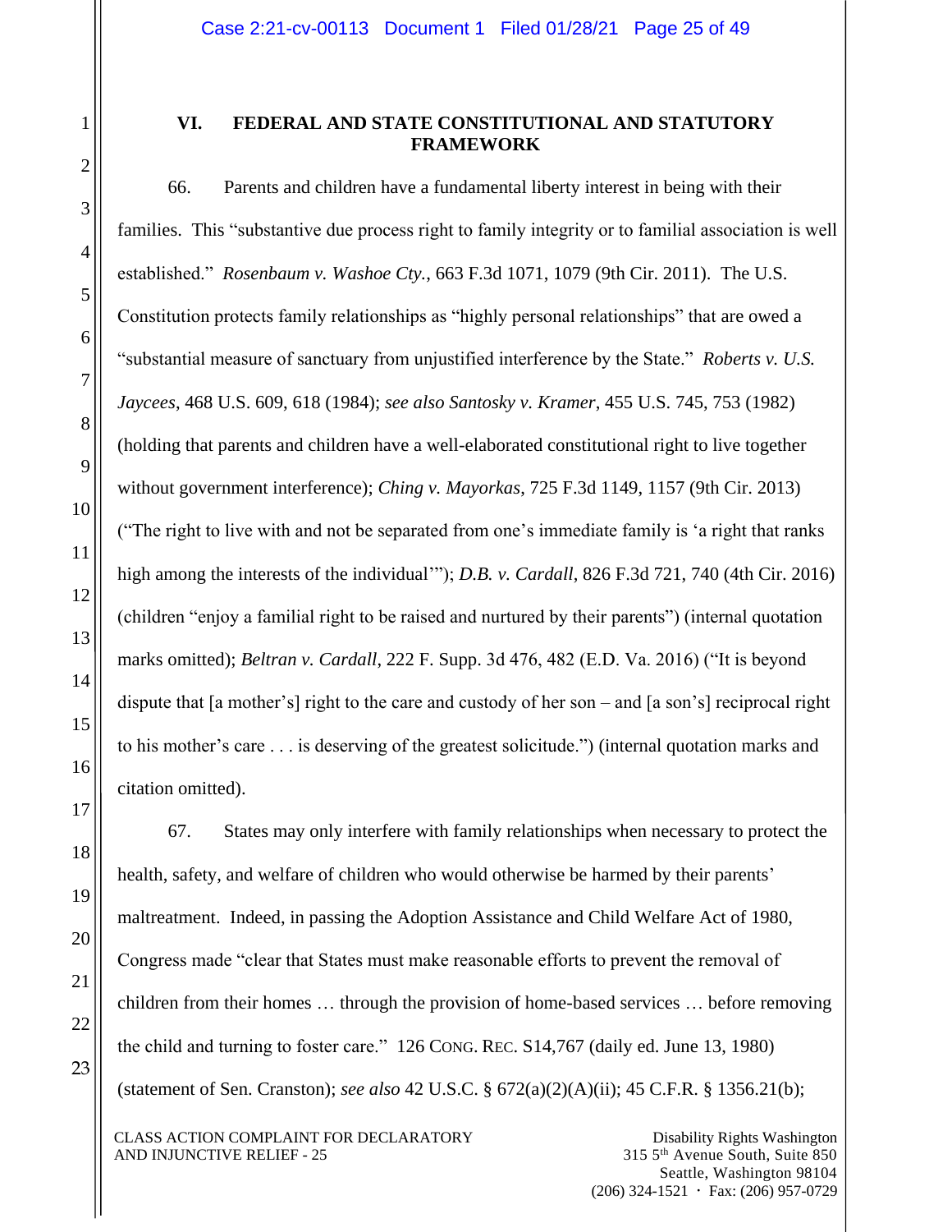## VI. FEDERAL AND STATE CONSTITUTIONAL AND STATUTORY FRAMEWORK

66. Parents and children have a fundamental liberty interest in being with their families. This "substantive due process right to family integrity or to familial association is well established." *Rosenbaum v. Washoe Cty.*, 663 F.3d 1071, 1079 (9th Cir. 2011). The U.S. Constitution protects family relationships as "highly personal relationships" that are owed a "substantial measure of sanctuary from unjustified interference by the State." *Roberts v. U.S. Jaycees*, 468 U.S. 609, 618 (1984); *see also Santosky v. Kramer*, 455 U.S. 745, 753 (1982) (holding that parents and children have a well-elaborated constitutional right to live together without government interference); *Ching v. Mayorkas*, 725 F.3d 1149, 1157 (9th Cir. 2013) ("The right to live with and not be separated from one's immediate family is 'a right that ranks high among the interests of the individual'"); *D.B. v. Cardall*, 826 F.3d 721, 740 (4th Cir. 2016) (children "enjoy a familial right to be raised and nurtured by their parents") (internal quotation marks omitted); *Beltran v. Cardall*, 222 F. Supp. 3d 476, 482 (E.D. Va. 2016) ("It is beyond dispute that [a mother's] right to the care and custody of her son – and [a son's] reciprocal right to his mother's care . . . is deserving of the greatest solicitude.") (internal quotation marks and citation omitted).

67. States may only interfere with family relationships when necessary to protect the health, safety, and welfare of children who would otherwise be harmed by their parents' maltreatment. Indeed, in passing the Adoption Assistance and Child Welfare Act of 1980, Congress made "clear that States must make reasonable efforts to prevent the removal of children from their homes … through the provision of home-based services … before removing the child and turning to foster care." 126 CONG. REC. S14,767 (daily ed. June 13, 1980) (statement of Sen. Cranston); *see also* 42 U.S.C. § 672(a)(2)(A)(ii); 45 C.F.R. § 1356.21(b);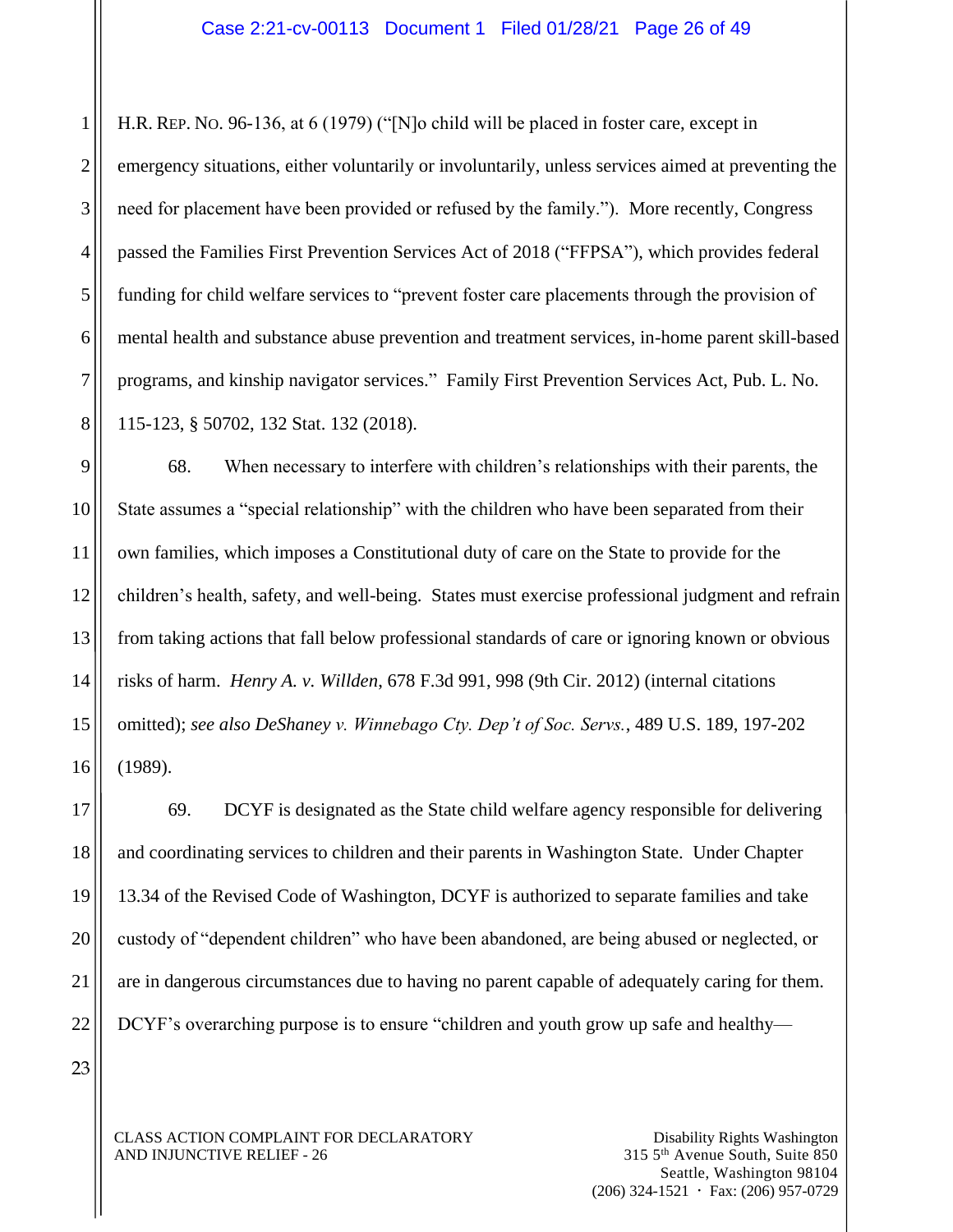H.R. REP. NO. 96-136, at 6 (1979) ("[N]o child will be placed in foster care, except in emergency situations, either voluntarily or involuntarily, unless services aimed at preventing the need for placement have been provided or refused by the family."). More recently, Congress passed the Families First Prevention Services Act of 2018 ("FFPSA"), which provides federal funding for child welfare services to "prevent foster care placements through the provision of mental health and substance abuse prevention and treatment services, in-home parent skill-based programs, and kinship navigator services." Family First Prevention Services Act, Pub. L. No. 115-123, § 50702, 132 Stat. 132 (2018).

68. When necessary to interfere with children's relationships with their parents, the State assumes a "special relationship" with the children who have been separated from their own families, which imposes a Constitutional duty of care on the State to provide for the children's health, safety, and well-being. States must exercise professional judgment and refrain from taking actions that fall below professional standards of care or ignoring known or obvious risks of harm. *Henry A. v. Willden*, 678 F.3d 991, 998 (9th Cir. 2012) (internal citations omitted); *see also DeShaney v. Winnebago Cty. Dep't of Soc. Servs.*, 489 U.S. 189, 197-202 (1989).

69. DCYF is designated as the State child welfare agency responsible for delivering and coordinating services to children and their parents in Washington State. Under Chapter 13.34 of the Revised Code of Washington, DCYF is authorized to separate families and take custody of "dependent children" who have been abandoned, are being abused or neglected, or are in dangerous circumstances due to having no parent capable of adequately caring for them. DCYF's overarching purpose is to ensure "children and youth grow up safe and healthy—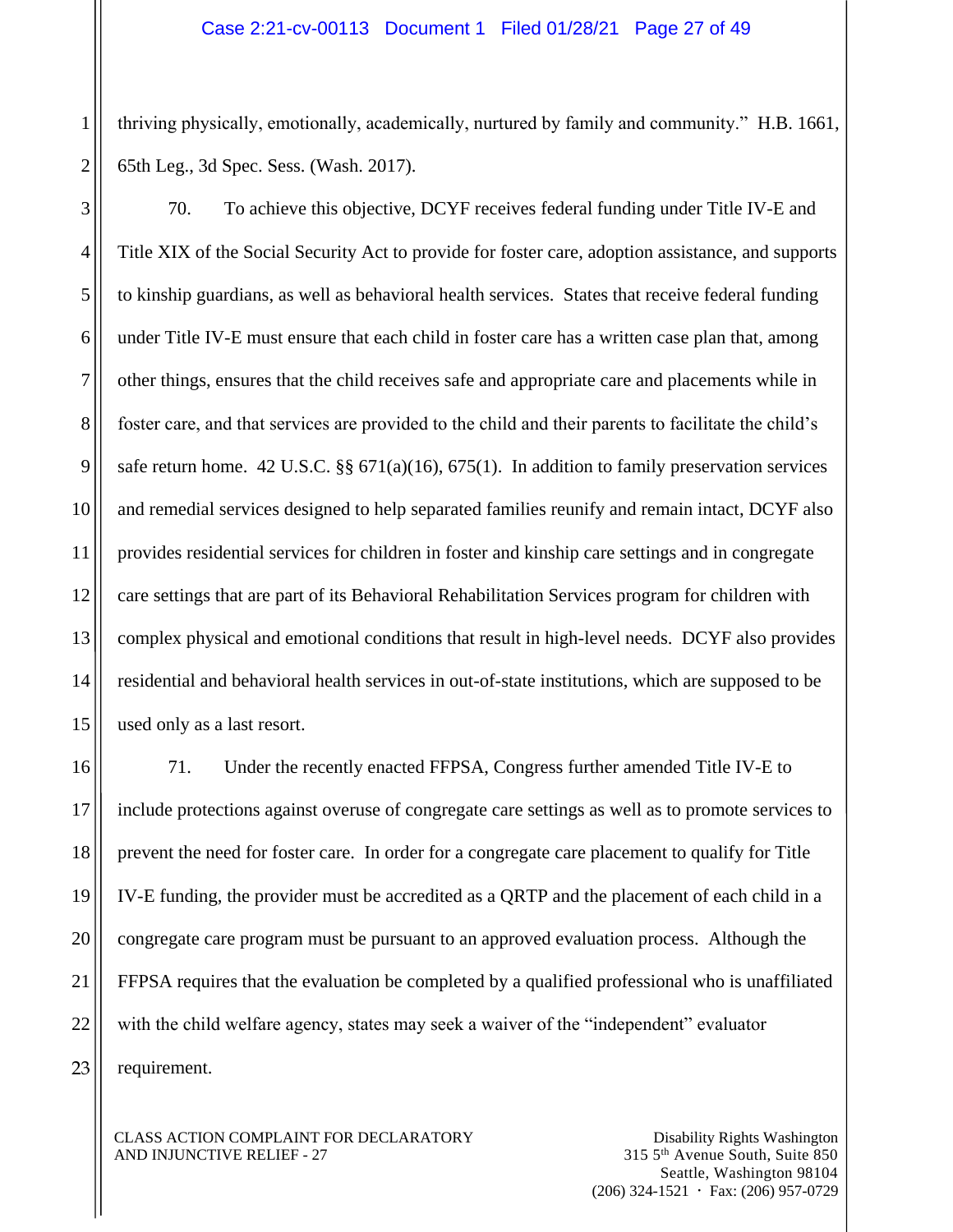thriving physically, emotionally, academically, nurtured by family and community." H.B. 1661, 65th Leg., 3d Spec. Sess. (Wash. 2017).

70. To achieve this objective, DCYF receives federal funding under Title IV-E and Title XIX of the Social Security Act to provide for foster care, adoption assistance, and supports to kinship guardians, as well as behavioral health services. States that receive federal funding under Title IV-E must ensure that each child in foster care has a written case plan that, among other things, ensures that the child receives safe and appropriate care and placements while in foster care, and that services are provided to the child and their parents to facilitate the child's safe return home. 42 U.S.C. §§ 671(a)(16), 675(1). In addition to family preservation services and remedial services designed to help separated families reunify and remain intact, DCYF also provides residential services for children in foster and kinship care settings and in congregate care settings that are part of its Behavioral Rehabilitation Services program for children with complex physical and emotional conditions that result in high-level needs. DCYF also provides residential and behavioral health services in out-of-state institutions, which are supposed to be used only as a last resort.

71. Under the recently enacted FFPSA, Congress further amended Title IV-E to include protections against overuse of congregate care settings as well as to promote services to prevent the need for foster care. In order for a congregate care placement to qualify for Title IV-E funding, the provider must be accredited as a QRTP and the placement of each child in a congregate care program must be pursuant to an approved evaluation process. Although the FFPSA requires that the evaluation be completed by a qualified professional who is unaffiliated with the child welfare agency, states may seek a waiver of the "independent" evaluator requirement.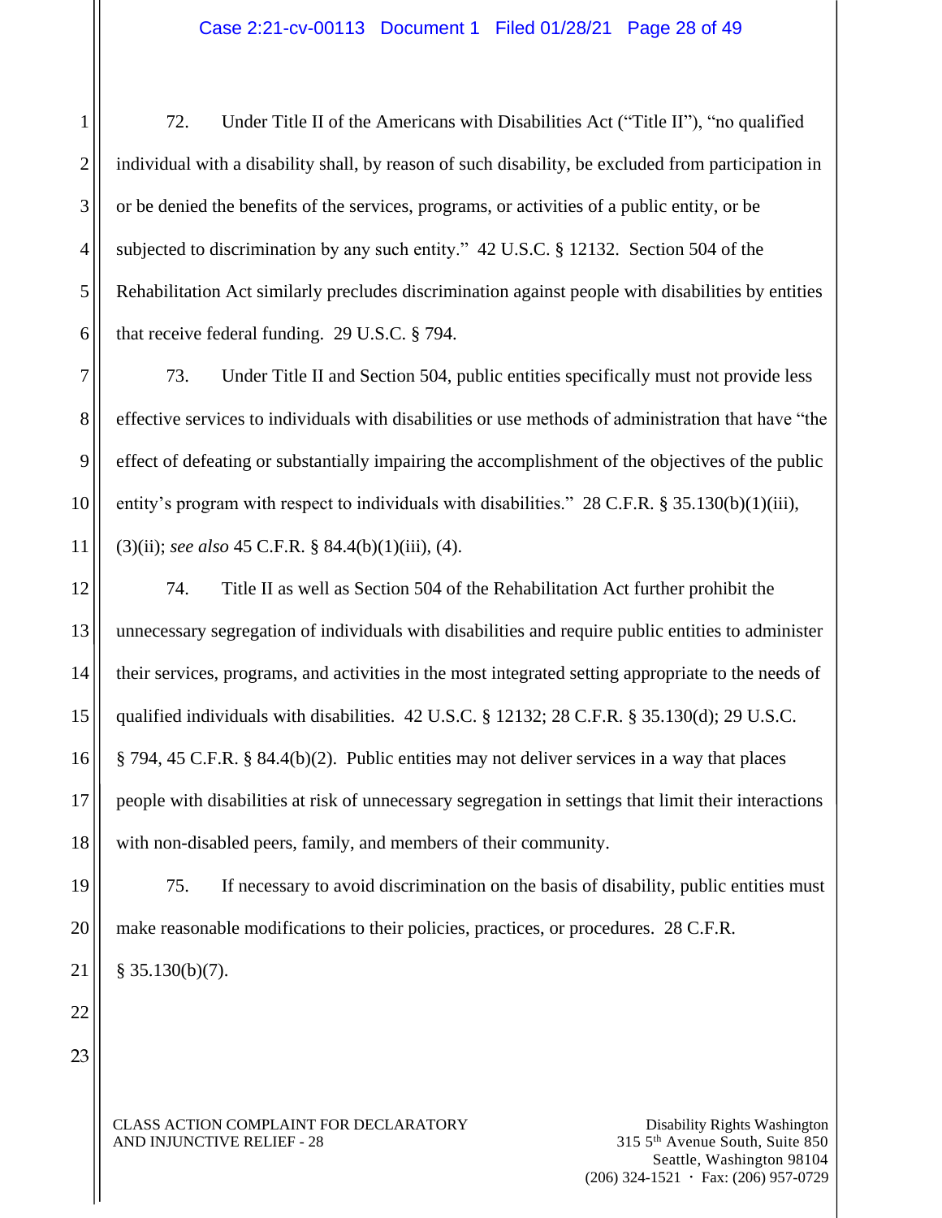72. Under Title II of the Americans with Disabilities Act ("Title II"), "no qualified individual with a disability shall, by reason of such disability, be excluded from participation in or be denied the benefits of the services, programs, or activities of a public entity, or be subjected to discrimination by any such entity." 42 U.S.C. § 12132. Section 504 of the Rehabilitation Act similarly precludes discrimination against people with disabilities by entities that receive federal funding. 29 U.S.C. § 794.

73. Under Title II and Section 504, public entities specifically must not provide less effective services to individuals with disabilities or use methods of administration that have "the effect of defeating or substantially impairing the accomplishment of the objectives of the public entity's program with respect to individuals with disabilities." 28 C.F.R. § 35.130(b)(1)(iii), (3)(ii); *see also* 45 C.F.R. § 84.4(b)(1)(iii), (4).

74. Title II as well as Section 504 of the Rehabilitation Act further prohibit the unnecessary segregation of individuals with disabilities and require public entities to administer their services, programs, and activities in the most integrated setting appropriate to the needs of qualified individuals with disabilities. 42 U.S.C. § 12132; 28 C.F.R. § 35.130(d); 29 U.S.C. § 794, 45 C.F.R. § 84.4(b)(2). Public entities may not deliver services in a way that places people with disabilities at risk of unnecessary segregation in settings that limit their interactions with non-disabled peers, family, and members of their community.

75. If necessary to avoid discrimination on the basis of disability, public entities must make reasonable modifications to their policies, practices, or procedures. 28 C.F.R. § 35.130(b)(7).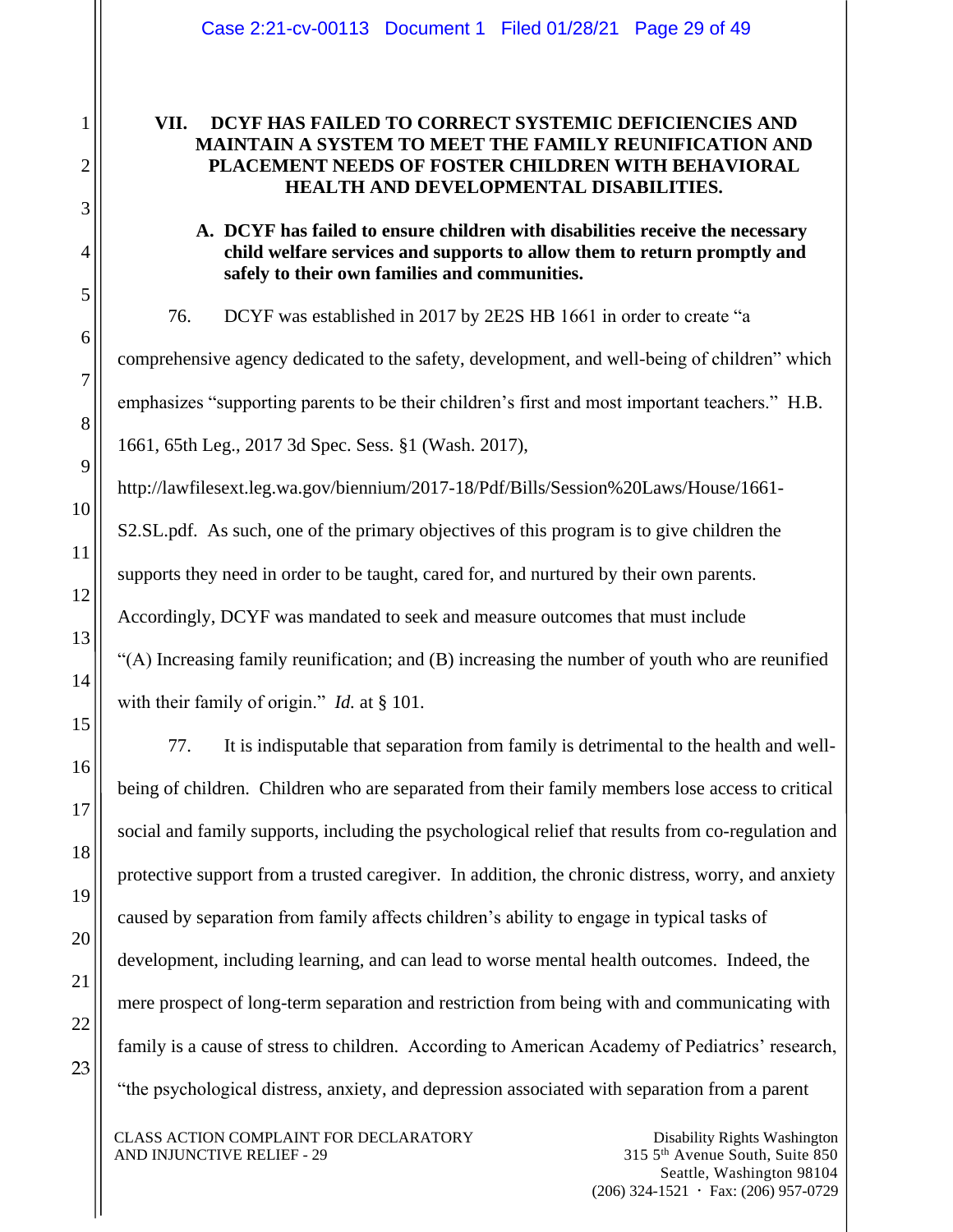## VII. DCYF HAS FAILED TO CORRECT SYSTEMIC DEFICIENCIES AND MAINTAIN A SYSTEM TO MEET THE FAMILY REUNIFICATION AND PLACEMENT NEEDS OF FOSTER CHILDREN WITH BEHAVIORAL HEALTH AND DEVELOPMENTAL DISABILITIES.

### A. DCYF has failed to ensure children with disabilities receive the necessary child welfare services and supports to allow them to return promptly and safely to their own families and communities.

76. DCYF was established in 2017 by 2E2S HB 1661 in order to create "a comprehensive agency dedicated to the safety, development, and well-being of children" which emphasizes "supporting parents to be their children's first and most important teachers." H.B. 1661, 65th Leg., 2017 3d Spec. Sess. §1 (Wash. 2017), http://lawfilesext.leg.wa.gov/biennium/2017-18/Pdf/Bills/Session%20Laws/House/1661-S2.SL.pdf. As such, one of the primary objectives of this program is to give children the supports they need in order to be taught, cared for, and nurtured by their own parents. Accordingly, DCYF was mandated to seek and measure outcomes that must include "(A) Increasing family reunification; and (B) increasing the number of youth who are reunified with their family of origin." *Id.* at § 101.

77. It is indisputable that separation from family is detrimental to the health and well-being of children. Children who are separated from their family members lose access to critical social and family supports, including the psychological relief that results from co-regulation and protective support from a trusted caregiver. In addition, the chronic distress, worry, and anxiety caused by separation from family affects children's ability to engage in typical tasks of development, including learning, and can lead to worse mental health outcomes. Indeed, the mere prospect of long-term separation and restriction from being with and communicating with family is a cause of stress to children. According to American Academy of Pediatrics' research, "the psychological distress, anxiety, and depression associated with separation from a parent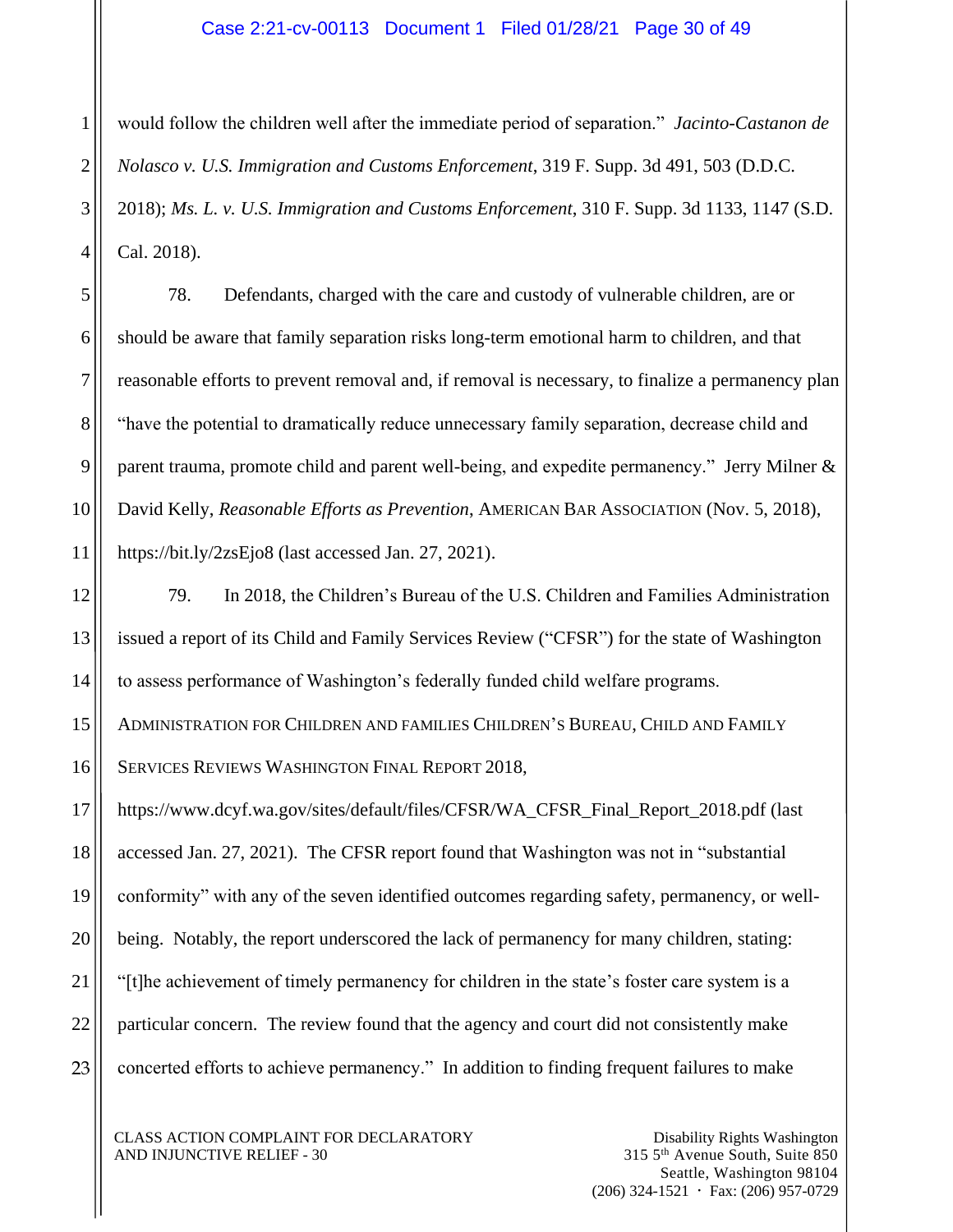would follow the children well after the immediate period of separation." *Jacinto-Castanon de Nolasco v. U.S. Immigration and Customs Enforcement*, 319 F. Supp. 3d 491, 503 (D.D.C. 2018); *Ms. L. v. U.S. Immigration and Customs Enforcement*, 310 F. Supp. 3d 1133, 1147 (S.D. Cal. 2018).

78. Defendants, charged with the care and custody of vulnerable children, are or should be aware that family separation risks long-term emotional harm to children, and that reasonable efforts to prevent removal and, if removal is necessary, to finalize a permanency plan "have the potential to dramatically reduce unnecessary family separation, decrease child and parent trauma, promote child and parent well-being, and expedite permanency." Jerry Milner & David Kelly, *Reasonable Efforts as Prevention*, AMERICAN BAR ASSOCIATION (Nov. 5, 2018), https://bit.ly/2zsEjo8 (last accessed Jan. 27, 2021).

79. In 2018, the Children's Bureau of the U.S. Children and Families Administration issued a report of its Child and Family Services Review ("CFSR") for the state of Washington to assess performance of Washington's federally funded child welfare programs. ADMINISTRATION FOR CHILDREN AND FAMILIES CHILDREN'S BUREAU, CHILD AND FAMILY SERVICES REVIEWS WASHINGTON FINAL REPORT 2018, https://www.dcyf.wa.gov/sites/default/files/CFSR/WA_CFSR_Final_Report_2018.pdf (last accessed Jan. 27, 2021). The CFSR report found that Washington was not in "substantial conformity" with any of the seven identified outcomes regarding safety, permanency, or well-being. Notably, the report underscored the lack of permanency for many children, stating: "[t]he achievement of timely permanency for children in the state's foster care system is a particular concern. The review found that the agency and court did not consistently make concerted efforts to achieve permanency." In addition to finding frequent failures to make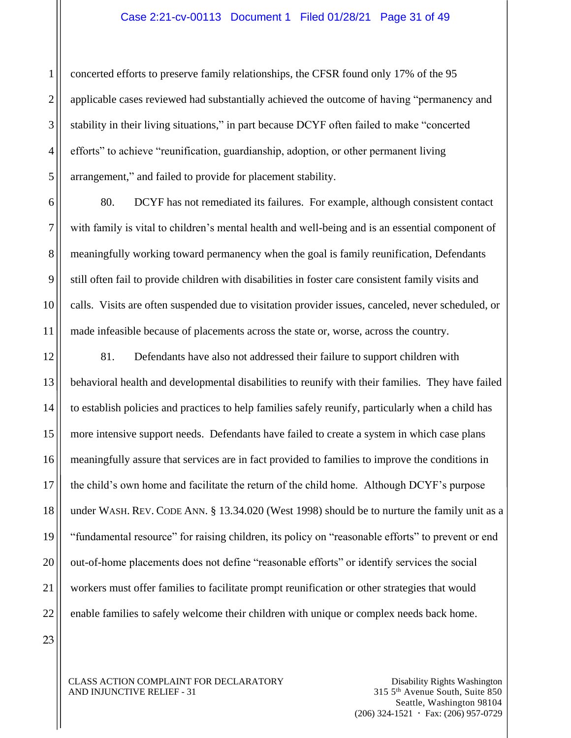concerted efforts to preserve family relationships, the CFSR found only 17% of the 95 applicable cases reviewed had substantially achieved the outcome of having "permanency and stability in their living situations," in part because DCYF often failed to make "concerted efforts" to achieve "reunification, guardianship, adoption, or other permanent living arrangement," and failed to provide for placement stability.

80. DCYF has not remediated its failures. For example, although consistent contact with family is vital to children's mental health and well-being and is an essential component of meaningfully working toward permanency when the goal is family reunification, Defendants still often fail to provide children with disabilities in foster care consistent family visits and calls. Visits are often suspended due to visitation provider issues, canceled, never scheduled, or made infeasible because of placements across the state or, worse, across the country.

81. Defendants have also not addressed their failure to support children with behavioral health and developmental disabilities to reunify with their families. They have failed to establish policies and practices to help families safely reunify, particularly when a child has more intensive support needs. Defendants have failed to create a system in which case plans meaningfully assure that services are in fact provided to families to improve the conditions in the child's own home and facilitate the return of the child home. Although DCYF's purpose under WASH. REV. CODE ANN. § 13.34.020 (West 1998) should be to nurture the family unit as a "fundamental resource" for raising children, its policy on "reasonable efforts" to prevent or end out-of-home placements does not define "reasonable efforts" or identify services the social workers must offer families to facilitate prompt reunification or other strategies that would enable families to safely welcome their children with unique or complex needs back home.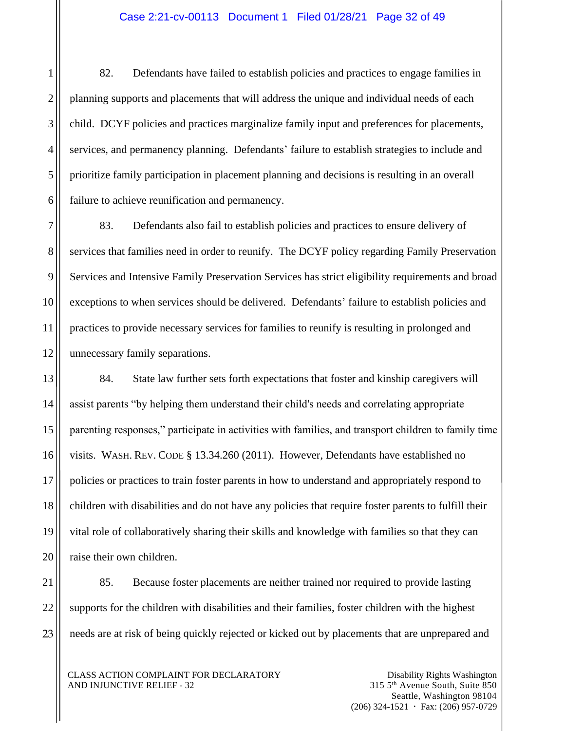82. Defendants have failed to establish policies and practices to engage families in planning supports and placements that will address the unique and individual needs of each child. DCYF policies and practices marginalize family input and preferences for placements, services, and permanency planning. Defendants' failure to establish strategies to include and prioritize family participation in placement planning and decisions is resulting in an overall failure to achieve reunification and permanency.

83. Defendants also fail to establish policies and practices to ensure delivery of services that families need in order to reunify. The DCYF policy regarding Family Preservation Services and Intensive Family Preservation Services has strict eligibility requirements and broad exceptions to when services should be delivered. Defendants' failure to establish policies and practices to provide necessary services for families to reunify is resulting in prolonged and unnecessary family separations.

84. State law further sets forth expectations that foster and kinship caregivers will assist parents "by helping them understand their child's needs and correlating appropriate parenting responses," participate in activities with families, and transport children to family time visits. WASH. REV. CODE § 13.34.260 (2011). However, Defendants have established no policies or practices to train foster parents in how to understand and appropriately respond to children with disabilities and do not have any policies that require foster parents to fulfill their vital role of collaboratively sharing their skills and knowledge with families so that they can raise their own children.

85. Because foster placements are neither trained nor required to provide lasting supports for the children with disabilities and their families, foster children with the highest needs are at risk of being quickly rejected or kicked out by placements that are unprepared and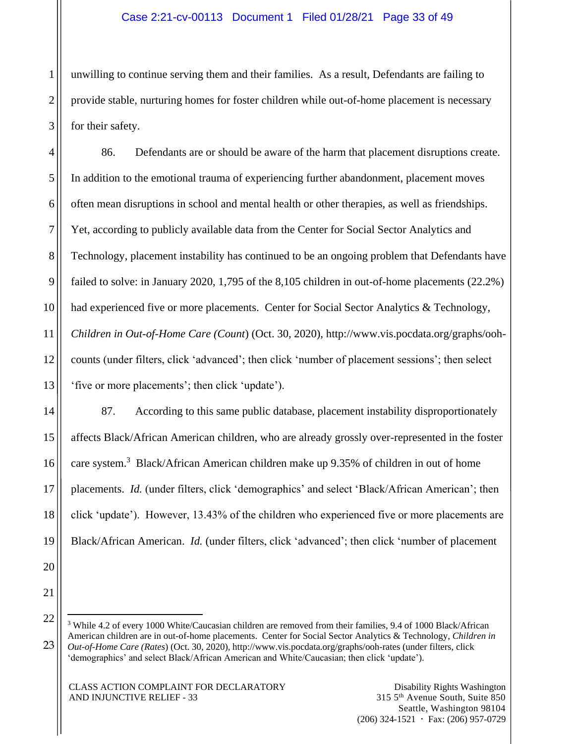unwilling to continue serving them and their families. As a result, Defendants are failing to provide stable, nurturing homes for foster children while out-of-home placement is necessary for their safety.

86. Defendants are or should be aware of the harm that placement disruptions create. In addition to the emotional trauma of experiencing further abandonment, placement moves often mean disruptions in school and mental health or other therapies, as well as friendships. Yet, according to publicly available data from the Center for Social Sector Analytics and Technology, placement instability has continued to be an ongoing problem that Defendants have failed to solve: in January 2020, 1,795 of the 8,105 children in out-of-home placements (22.2%) had experienced five or more placements. Center for Social Sector Analytics & Technology, *Children in Out-of-Home Care (Count*) (Oct. 30, 2020), http://www.vis.pocdata.org/graphs/ooh-counts (under filters, click 'advanced'; then click 'number of placement sessions'; then select 'five or more placements'; then click 'update').

87. According to this same public database, placement instability disproportionately affects Black/African American children, who are already grossly over-represented in the foster care system.[3] Black/African American children make up 9.35% of children in out of home placements. *Id.* (under filters, click 'demographics' and select 'Black/African American'; then click 'update'). However, 13.43% of the children who experienced five or more placements are Black/African American. *Id.* (under filters, click 'advanced'; then click 'number of placement

---

[3] While 4.2 of every 1000 White/Caucasian children are removed from their families, 9.4 of 1000 Black/African American children are in out-of-home placements. Center for Social Sector Analytics & Technology, *Children in Out-of-Home Care (Rates*) (Oct. 30, 2020), http://www.vis.pocdata.org/graphs/ooh-rates (under filters, click 'demographics' and select Black/African American and White/Caucasian; then click 'update').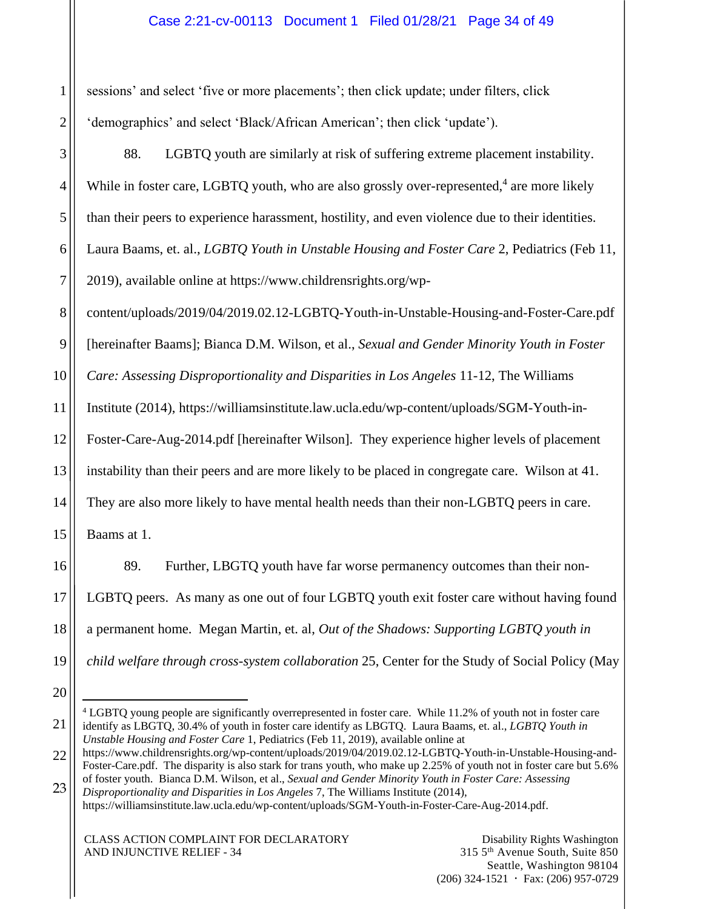sessions' and select 'five or more placements'; then click update; under filters, click 'demographics' and select 'Black/African American'; then click 'update').

88. LGBTQ youth are similarly at risk of suffering extreme placement instability. While in foster care, LGBTQ youth, who are also grossly over-represented,[4] are more likely than their peers to experience harassment, hostility, and even violence due to their identities. Laura Baams, et. al., *LGBTQ Youth in Unstable Housing and Foster Care* 2, Pediatrics (Feb 11, 2019), available online at https://www.childrensrights.org/wp-content/uploads/2019/04/2019.02.12-LGBTQ-Youth-in-Unstable-Housing-and-Foster-Care.pdf [hereinafter Baams]; Bianca D.M. Wilson, et al., *Sexual and Gender Minority Youth in Foster Care: Assessing Disproportionality and Disparities in Los Angeles* 11-12, The Williams Institute (2014), https://williamsinstitute.law.ucla.edu/wp-content/uploads/SGM-Youth-in-Foster-Care-Aug-2014.pdf [hereinafter Wilson]. They experience higher levels of placement instability than their peers and are more likely to be placed in congregate care. Wilson at 41. They are also more likely to have mental health needs than their non-LGBTQ peers in care. Baams at 1.

89. Further, LBGTQ youth have far worse permanency outcomes than their non-LGBTQ peers. As many as one out of four LGBTQ youth exit foster care without having found a permanent home. Megan Martin, et. al, *Out of the Shadows: Supporting LGBTQ youth in child welfare through cross-system collaboration* 25, Center for the Study of Social Policy (May

---

[4] LGBTQ young people are significantly overrepresented in foster care. While 11.2% of youth not in foster care identify as LGBTQ, 30.4% of youth in foster care identify as LBGTQ. Laura Baams, et. al., *LGBTQ Youth in Unstable Housing and Foster Care* 1, Pediatrics (Feb 11, 2019), available online at https://www.childrensrights.org/wp-content/uploads/2019/04/2019.02.12-LGBTQ-Youth-in-Unstable-Housing-and-Foster-Care.pdf. The disparity is also stark for trans youth, who make up 2.25% of youth not in foster care but 5.6% of foster youth. Bianca D.M. Wilson, et al., *Sexual and Gender Minority Youth in Foster Care: Assessing Disproportionality and Disparities in Los Angeles* 7, The Williams Institute (2014), https://williamsinstitute.law.ucla.edu/wp-content/uploads/SGM-Youth-in-Foster-Care-Aug-2014.pdf.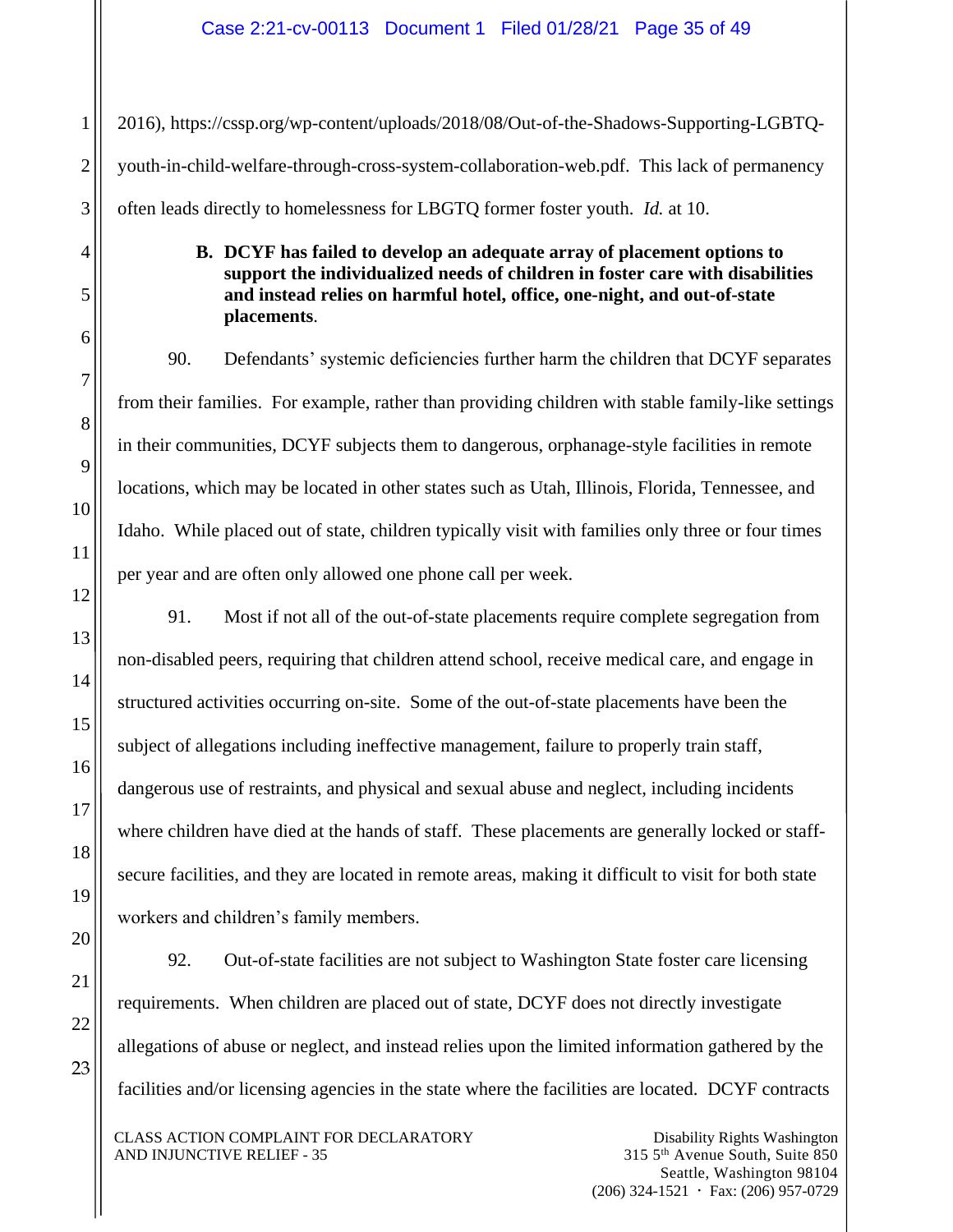2016), https://cssp.org/wp-content/uploads/2018/08/Out-of-the-Shadows-Supporting-LGBTQ-youth-in-child-welfare-through-cross-system-collaboration-web.pdf. This lack of permanency often leads directly to homelessness for LBGTQ former foster youth. *Id.* at 10.

### B. DCYF has failed to develop an adequate array of placement options to support the individualized needs of children in foster care with disabilities and instead relies on harmful hotel, office, one-night, and out-of-state placements.

90. Defendants' systemic deficiencies further harm the children that DCYF separates from their families. For example, rather than providing children with stable family-like settings in their communities, DCYF subjects them to dangerous, orphanage-style facilities in remote locations, which may be located in other states such as Utah, Illinois, Florida, Tennessee, and Idaho. While placed out of state, children typically visit with families only three or four times per year and are often only allowed one phone call per week.

91. Most if not all of the out-of-state placements require complete segregation from non-disabled peers, requiring that children attend school, receive medical care, and engage in structured activities occurring on-site. Some of the out-of-state placements have been the subject of allegations including ineffective management, failure to properly train staff, dangerous use of restraints, and physical and sexual abuse and neglect, including incidents where children have died at the hands of staff. These placements are generally locked or staff-secure facilities, and they are located in remote areas, making it difficult to visit for both state workers and children's family members.

92. Out-of-state facilities are not subject to Washington State foster care licensing requirements. When children are placed out of state, DCYF does not directly investigate allegations of abuse or neglect, and instead relies upon the limited information gathered by the facilities and/or licensing agencies in the state where the facilities are located. DCYF contracts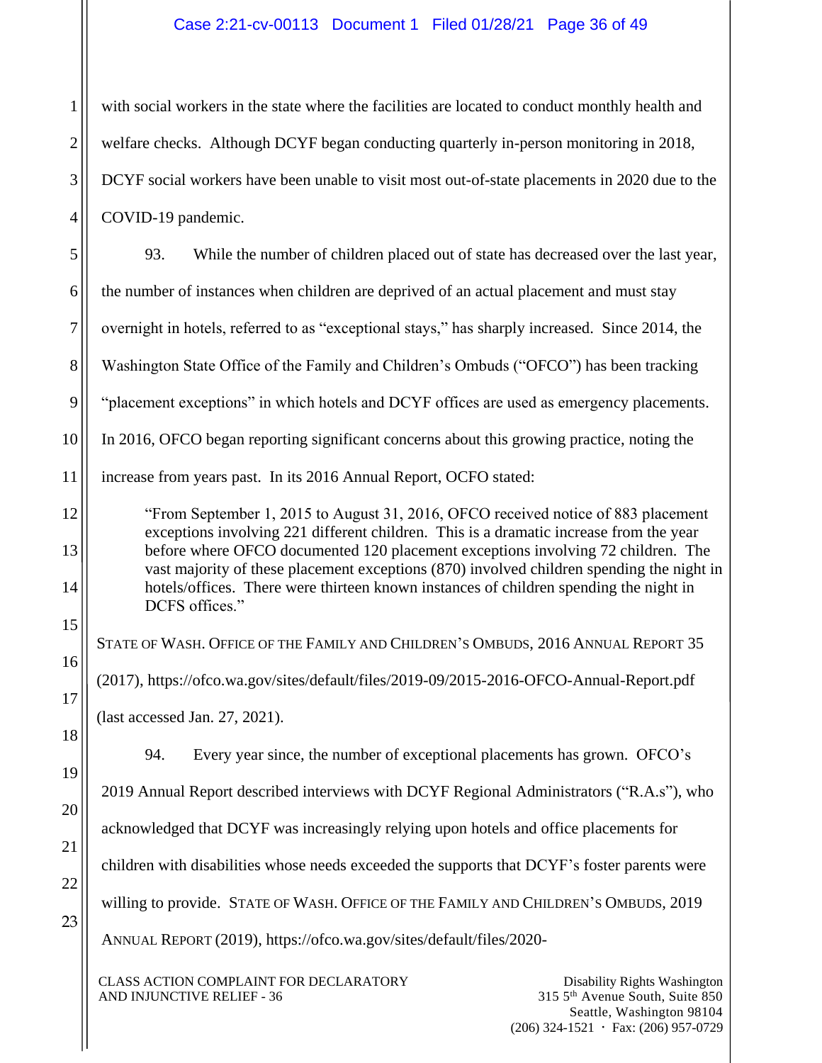with social workers in the state where the facilities are located to conduct monthly health and welfare checks. Although DCYF began conducting quarterly in-person monitoring in 2018, DCYF social workers have been unable to visit most out-of-state placements in 2020 due to the COVID-19 pandemic.

93. While the number of children placed out of state has decreased over the last year, the number of instances when children are deprived of an actual placement and must stay overnight in hotels, referred to as "exceptional stays," has sharply increased. Since 2014, the Washington State Office of the Family and Children's Ombuds ("OFCO") has been tracking "placement exceptions" in which hotels and DCYF offices are used as emergency placements. In 2016, OFCO began reporting significant concerns about this growing practice, noting the increase from years past. In its 2016 Annual Report, OCFO stated:

> "From September 1, 2015 to August 31, 2016, OFCO received notice of 883 placement exceptions involving 221 different children. This is a dramatic increase from the year before where OFCO documented 120 placement exceptions involving 72 children. The vast majority of these placement exceptions (870) involved children spending the night in hotels/offices. There were thirteen known instances of children spending the night in DCFS offices."

STATE OF WASH. OFFICE OF THE FAMILY AND CHILDREN'S OMBUDS, 2016 ANNUAL REPORT 35 (2017), https://ofco.wa.gov/sites/default/files/2019-09/2015-2016-OFCO-Annual-Report.pdf (last accessed Jan. 27, 2021).

94. Every year since, the number of exceptional placements has grown. OFCO's 2019 Annual Report described interviews with DCYF Regional Administrators ("R.A.s"), who acknowledged that DCYF was increasingly relying upon hotels and office placements for children with disabilities whose needs exceeded the supports that DCYF's foster parents were willing to provide. STATE OF WASH. OFFICE OF THE FAMILY AND CHILDREN'S OMBUDS, 2019 ANNUAL REPORT (2019), https://ofco.wa.gov/sites/default/files/2020-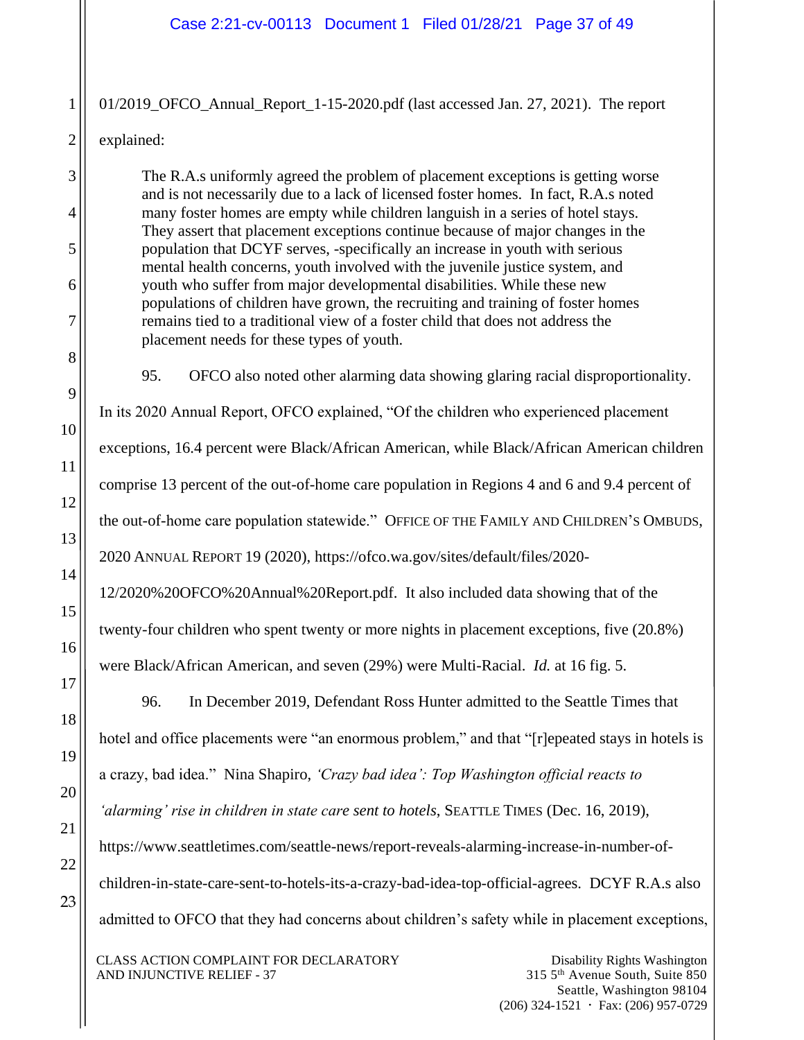01/2019_OFCO_Annual_Report_1-15-2020.pdf (last accessed Jan. 27, 2021). The report explained:

> The R.A.s uniformly agreed the problem of placement exceptions is getting worse and is not necessarily due to a lack of licensed foster homes. In fact, R.A.s noted many foster homes are empty while children languish in a series of hotel stays. They assert that placement exceptions continue because of major changes in the population that DCYF serves, -specifically an increase in youth with serious mental health concerns, youth involved with the juvenile justice system, and youth who suffer from major developmental disabilities. While these new populations of children have grown, the recruiting and training of foster homes remains tied to a traditional view of a foster child that does not address the placement needs for these types of youth.

95. OFCO also noted other alarming data showing glaring racial disproportionality. In its 2020 Annual Report, OFCO explained, "Of the children who experienced placement exceptions, 16.4 percent were Black/African American, while Black/African American children comprise 13 percent of the out-of-home care population in Regions 4 and 6 and 9.4 percent of the out-of-home care population statewide." OFFICE OF THE FAMILY AND CHILDREN'S OMBUDS, 2020 ANNUAL REPORT 19 (2020), https://ofco.wa.gov/sites/default/files/2020-12/2020%20OFCO%20Annual%20Report.pdf. It also included data showing that of the twenty-four children who spent twenty or more nights in placement exceptions, five (20.8%) were Black/African American, and seven (29%) were Multi-Racial. *Id.* at 16 fig. 5.

96. In December 2019, Defendant Ross Hunter admitted to the Seattle Times that hotel and office placements were "an enormous problem," and that "[r]epeated stays in hotels is a crazy, bad idea." Nina Shapiro, *'Crazy bad idea': Top Washington official reacts to 'alarming' rise in children in state care sent to hotels*, SEATTLE TIMES (Dec. 16, 2019), https://www.seattletimes.com/seattle-news/report-reveals-alarming-increase-in-number-of-children-in-state-care-sent-to-hotels-its-a-crazy-bad-idea-top-official-agrees. DCYF R.A.s also admitted to OFCO that they had concerns about children's safety while in placement exceptions,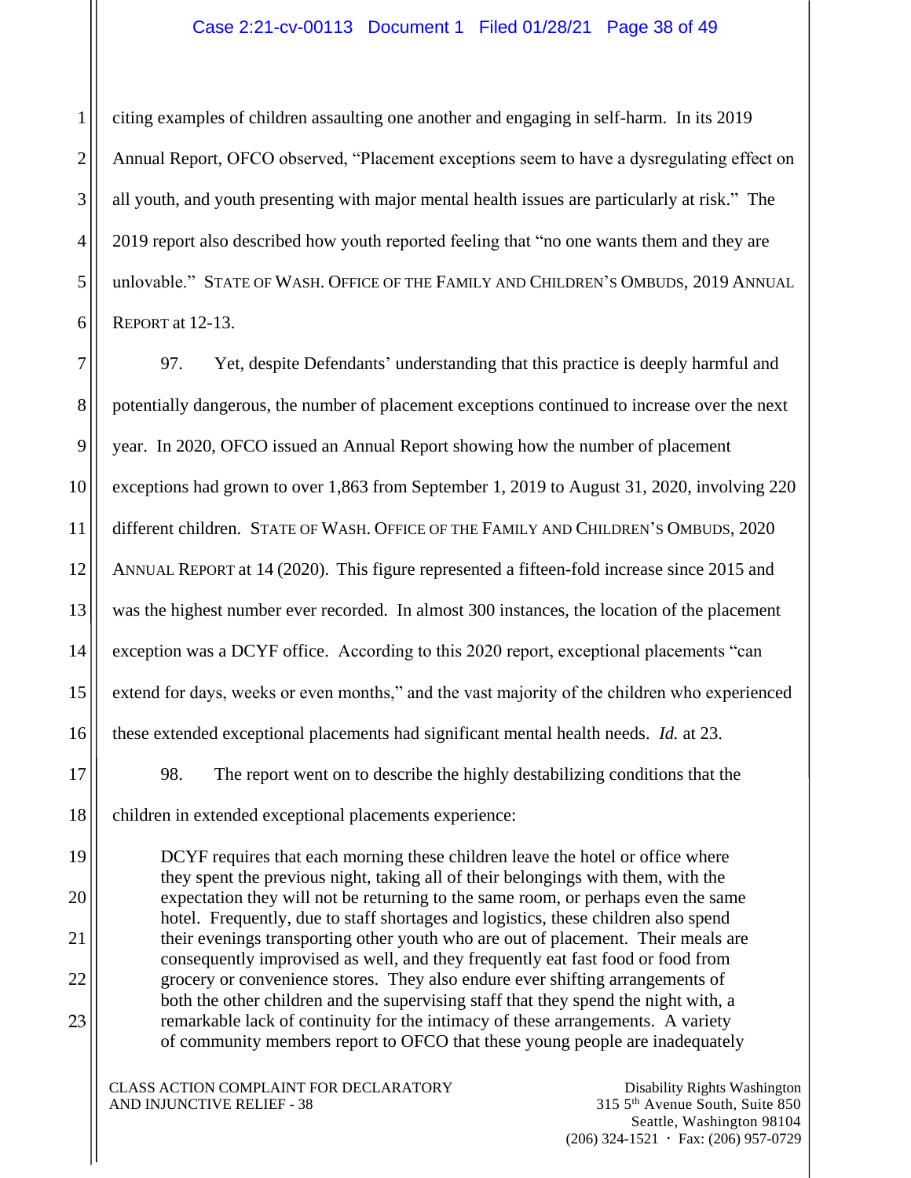citing examples of children assaulting one another and engaging in self-harm. In its 2019 Annual Report, OFCO observed, "Placement exceptions seem to have a dysregulating effect on all youth, and youth presenting with major mental health issues are particularly at risk." The 2019 report also described how youth reported feeling that "no one wants them and they are unlovable." STATE OF WASH. OFFICE OF THE FAMILY AND CHILDREN'S OMBUDS, 2019 ANNUAL REPORT at 12-13.

97. Yet, despite Defendants' understanding that this practice is deeply harmful and potentially dangerous, the number of placement exceptions continued to increase over the next year. In 2020, OFCO issued an Annual Report showing how the number of placement exceptions had grown to over 1,863 from September 1, 2019 to August 31, 2020, involving 220 different children. STATE OF WASH. OFFICE OF THE FAMILY AND CHILDREN'S OMBUDS, 2020 ANNUAL REPORT at 14 (2020). This figure represented a fifteen-fold increase since 2015 and was the highest number ever recorded. In almost 300 instances, the location of the placement exception was a DCYF office. According to this 2020 report, exceptional placements "can extend for days, weeks or even months," and the vast majority of the children who experienced these extended exceptional placements had significant mental health needs. *Id.* at 23.

98. The report went on to describe the highly destabilizing conditions that the children in extended exceptional placements experience:

> DCYF requires that each morning these children leave the hotel or office where they spent the previous night, taking all of their belongings with them, with the expectation they will not be returning to the same room, or perhaps even the same hotel. Frequently, due to staff shortages and logistics, these children also spend their evenings transporting other youth who are out of placement. Their meals are consequently improvised as well, and they frequently eat fast food or food from grocery or convenience stores. They also endure ever shifting arrangements of both the other children and the supervising staff that they spend the night with, a remarkable lack of continuity for the intimacy of these arrangements. A variety of community members report to OFCO that these young people are inadequately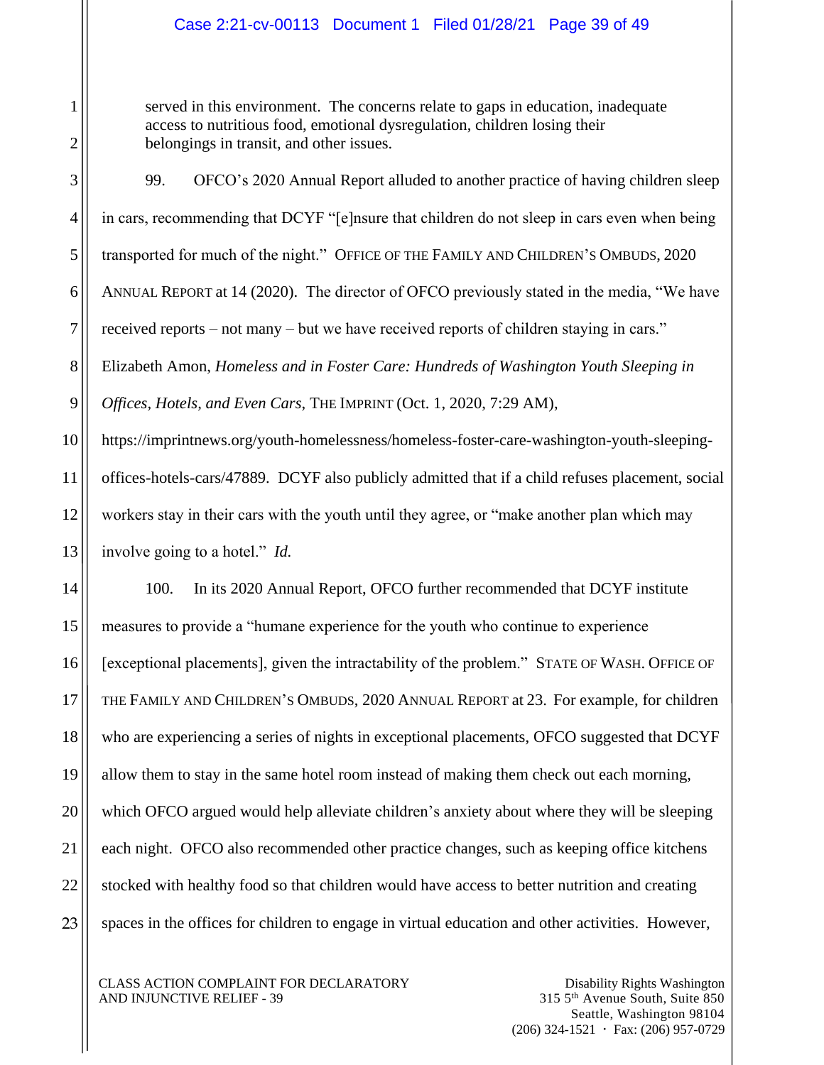served in this environment. The concerns relate to gaps in education, inadequate access to nutritious food, emotional dysregulation, children losing their belongings in transit, and other issues.

99. OFCO's 2020 Annual Report alluded to another practice of having children sleep in cars, recommending that DCYF "[e]nsure that children do not sleep in cars even when being transported for much of the night." OFFICE OF THE FAMILY AND CHILDREN'S OMBUDS, 2020 ANNUAL REPORT at 14 (2020). The director of OFCO previously stated in the media, "We have received reports – not many – but we have received reports of children staying in cars." Elizabeth Amon, *Homeless and in Foster Care: Hundreds of Washington Youth Sleeping in Offices, Hotels, and Even Cars*, THE IMPRINT (Oct. 1, 2020, 7:29 AM), https://imprintnews.org/youth-homelessness/homeless-foster-care-washington-youth-sleeping-offices-hotels-cars/47889. DCYF also publicly admitted that if a child refuses placement, social workers stay in their cars with the youth until they agree, or "make another plan which may involve going to a hotel." *Id.*

100. In its 2020 Annual Report, OFCO further recommended that DCYF institute measures to provide a "humane experience for the youth who continue to experience [exceptional placements], given the intractability of the problem." STATE OF WASH. OFFICE OF THE FAMILY AND CHILDREN'S OMBUDS, 2020 ANNUAL REPORT at 23. For example, for children who are experiencing a series of nights in exceptional placements, OFCO suggested that DCYF allow them to stay in the same hotel room instead of making them check out each morning, which OFCO argued would help alleviate children's anxiety about where they will be sleeping each night. OFCO also recommended other practice changes, such as keeping office kitchens stocked with healthy food so that children would have access to better nutrition and creating spaces in the offices for children to engage in virtual education and other activities. However,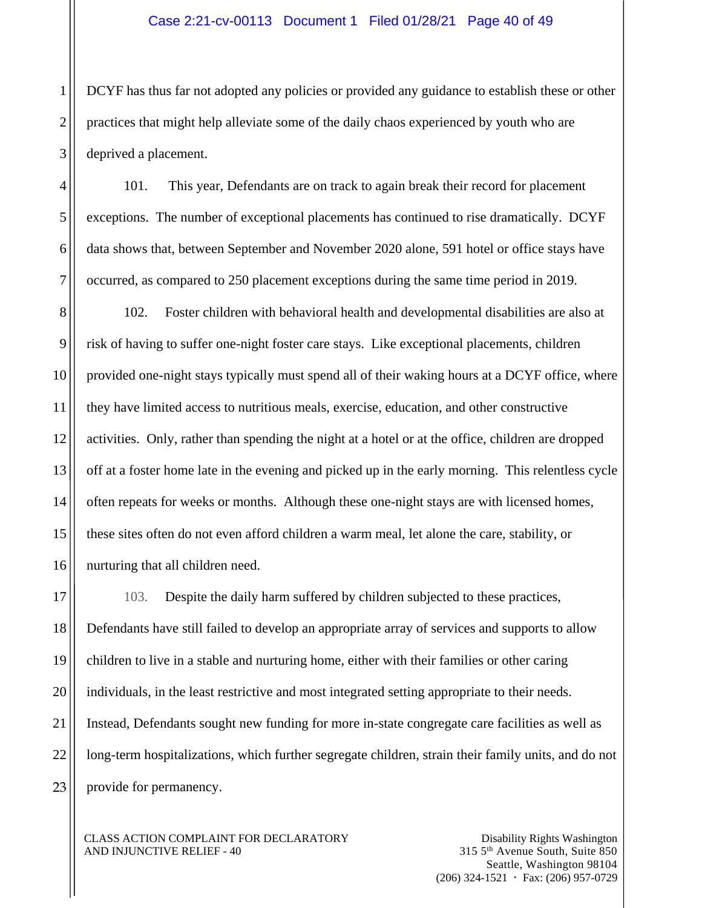DCYF has thus far not adopted any policies or provided any guidance to establish these or other practices that might help alleviate some of the daily chaos experienced by youth who are deprived a placement.

101. This year, Defendants are on track to again break their record for placement exceptions. The number of exceptional placements has continued to rise dramatically. DCYF data shows that, between September and November 2020 alone, 591 hotel or office stays have occurred, as compared to 250 placement exceptions during the same time period in 2019.

102. Foster children with behavioral health and developmental disabilities are also at risk of having to suffer one-night foster care stays. Like exceptional placements, children provided one-night stays typically must spend all of their waking hours at a DCYF office, where they have limited access to nutritious meals, exercise, education, and other constructive activities. Only, rather than spending the night at a hotel or at the office, children are dropped off at a foster home late in the evening and picked up in the early morning. This relentless cycle often repeats for weeks or months. Although these one-night stays are with licensed homes, these sites often do not even afford children a warm meal, let alone the care, stability, or nurturing that all children need.

103. Despite the daily harm suffered by children subjected to these practices, Defendants have still failed to develop an appropriate array of services and supports to allow children to live in a stable and nurturing home, either with their families or other caring individuals, in the least restrictive and most integrated setting appropriate to their needs. Instead, Defendants sought new funding for more in-state congregate care facilities as well as long-term hospitalizations, which further segregate children, strain their family units, and do not provide for permanency.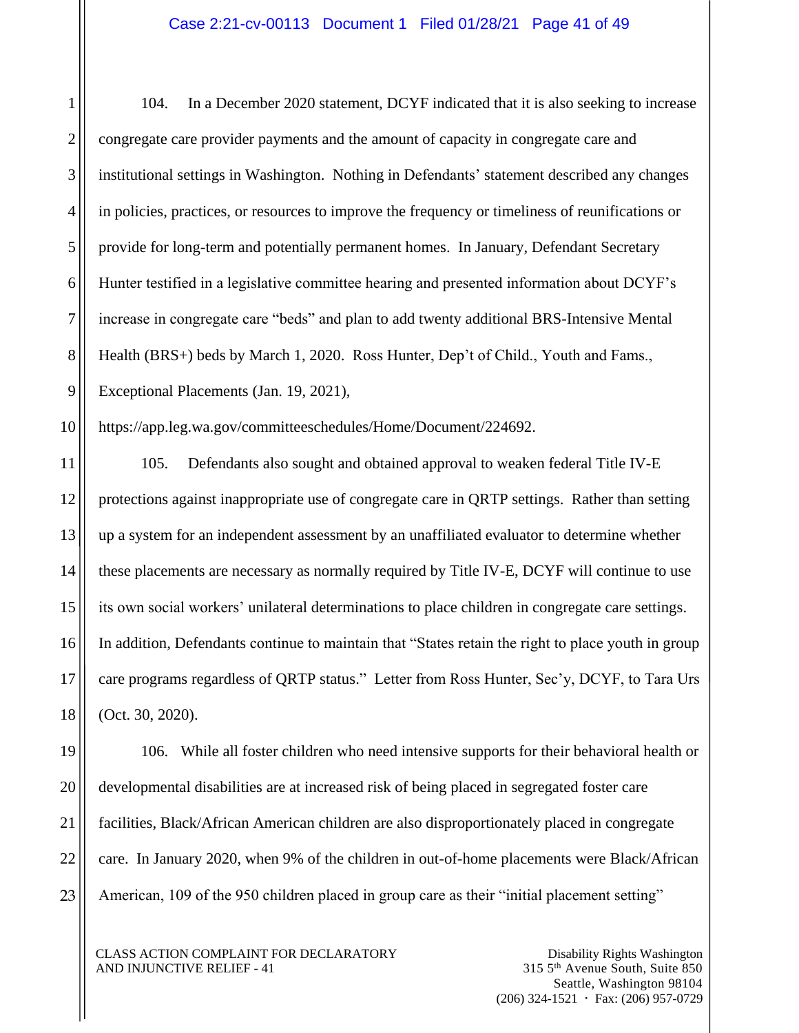104. In a December 2020 statement, DCYF indicated that it is also seeking to increase congregate care provider payments and the amount of capacity in congregate care and institutional settings in Washington. Nothing in Defendants' statement described any changes in policies, practices, or resources to improve the frequency or timeliness of reunifications or provide for long-term and potentially permanent homes. In January, Defendant Secretary Hunter testified in a legislative committee hearing and presented information about DCYF's increase in congregate care "beds" and plan to add twenty additional BRS-Intensive Mental Health (BRS+) beds by March 1, 2020. Ross Hunter, Dep't of Child., Youth and Fams., Exceptional Placements (Jan. 19, 2021), https://app.leg.wa.gov/committeeschedules/Home/Document/224692.

105. Defendants also sought and obtained approval to weaken federal Title IV-E protections against inappropriate use of congregate care in QRTP settings. Rather than setting up a system for an independent assessment by an unaffiliated evaluator to determine whether these placements are necessary as normally required by Title IV-E, DCYF will continue to use its own social workers' unilateral determinations to place children in congregate care settings. In addition, Defendants continue to maintain that "States retain the right to place youth in group care programs regardless of QRTP status." Letter from Ross Hunter, Sec'y, DCYF, to Tara Urs (Oct. 30, 2020).

106. While all foster children who need intensive supports for their behavioral health or developmental disabilities are at increased risk of being placed in segregated foster care facilities, Black/African American children are also disproportionately placed in congregate care. In January 2020, when 9% of the children in out-of-home placements were Black/African American, 109 of the 950 children placed in group care as their "initial placement setting"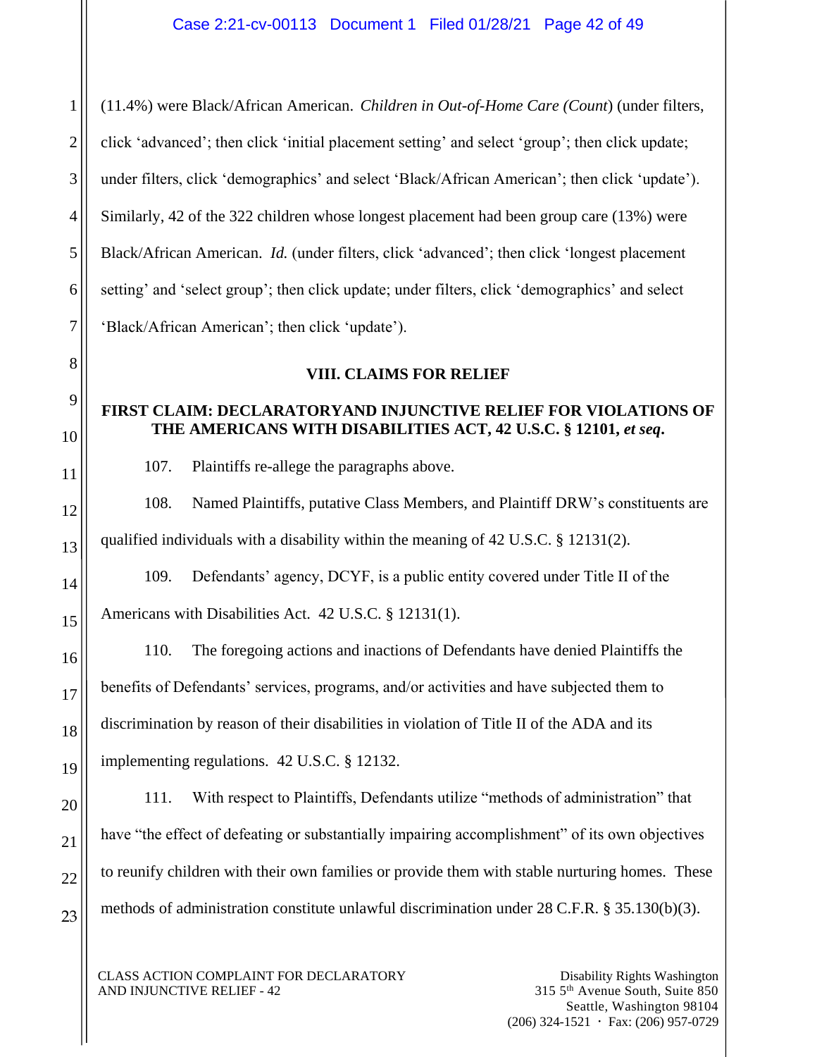(11.4%) were Black/African American. *Children in Out-of-Home Care (Count*) (under filters, click 'advanced'; then click 'initial placement setting' and select 'group'; then click update; under filters, click 'demographics' and select 'Black/African American'; then click 'update'). Similarly, 42 of the 322 children whose longest placement had been group care (13%) were Black/African American. *Id.* (under filters, click 'advanced'; then click 'longest placement setting' and 'select group'; then click update; under filters, click 'demographics' and select 'Black/African American'; then click 'update').

## VIII. CLAIMS FOR RELIEF

### FIRST CLAIM: DECLARATORYAND INJUNCTIVE RELIEF FOR VIOLATIONS OF THE AMERICANS WITH DISABILITIES ACT, 42 U.S.C. § 12101, *et seq*.

107. Plaintiffs re-allege the paragraphs above.

108. Named Plaintiffs, putative Class Members, and Plaintiff DRW's constituents are qualified individuals with a disability within the meaning of 42 U.S.C. § 12131(2).

109. Defendants' agency, DCYF, is a public entity covered under Title II of the Americans with Disabilities Act. 42 U.S.C. § 12131(1).

110. The foregoing actions and inactions of Defendants have denied Plaintiffs the benefits of Defendants' services, programs, and/or activities and have subjected them to discrimination by reason of their disabilities in violation of Title II of the ADA and its implementing regulations. 42 U.S.C. § 12132.

111. With respect to Plaintiffs, Defendants utilize "methods of administration" that have "the effect of defeating or substantially impairing accomplishment" of its own objectives to reunify children with their own families or provide them with stable nurturing homes. These methods of administration constitute unlawful discrimination under 28 C.F.R. § 35.130(b)(3).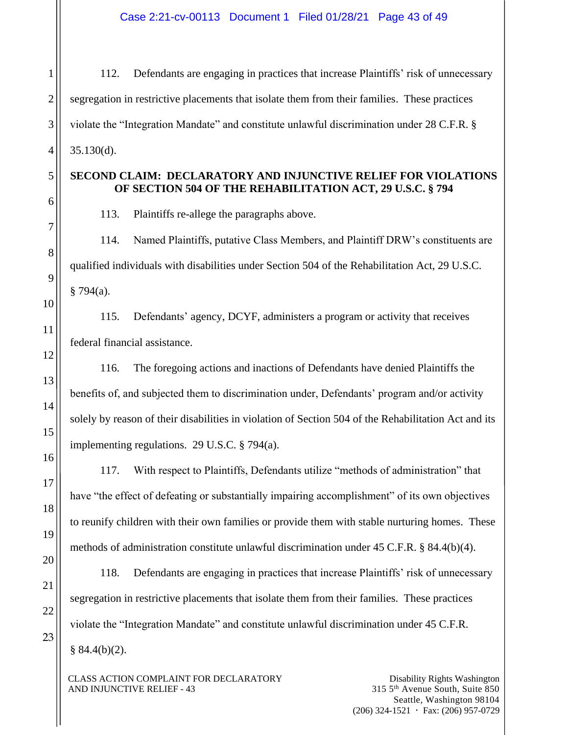112. Defendants are engaging in practices that increase Plaintiffs' risk of unnecessary segregation in restrictive placements that isolate them from their families. These practices violate the "Integration Mandate" and constitute unlawful discrimination under 28 C.F.R. § 35.130(d).

**SECOND CLAIM: DECLARATORY AND INJUNCTIVE RELIEF FOR VIOLATIONS OF SECTION 504 OF THE REHABILITATION ACT, 29 U.S.C. § 794**

113. Plaintiffs re-allege the paragraphs above.

114. Named Plaintiffs, putative Class Members, and Plaintiff DRW's constituents are qualified individuals with disabilities under Section 504 of the Rehabilitation Act, 29 U.S.C. § 794(a).

115. Defendants' agency, DCYF, administers a program or activity that receives federal financial assistance.

116. The foregoing actions and inactions of Defendants have denied Plaintiffs the benefits of, and subjected them to discrimination under, Defendants' program and/or activity solely by reason of their disabilities in violation of Section 504 of the Rehabilitation Act and its implementing regulations. 29 U.S.C. § 794(a).

117. With respect to Plaintiffs, Defendants utilize "methods of administration" that have "the effect of defeating or substantially impairing accomplishment" of its own objectives to reunify children with their own families or provide them with stable nurturing homes. These methods of administration constitute unlawful discrimination under 45 C.F.R. § 84.4(b)(4).

118. Defendants are engaging in practices that increase Plaintiffs' risk of unnecessary segregation in restrictive placements that isolate them from their families. These practices violate the "Integration Mandate" and constitute unlawful discrimination under 45 C.F.R. § 84.4(b)(2).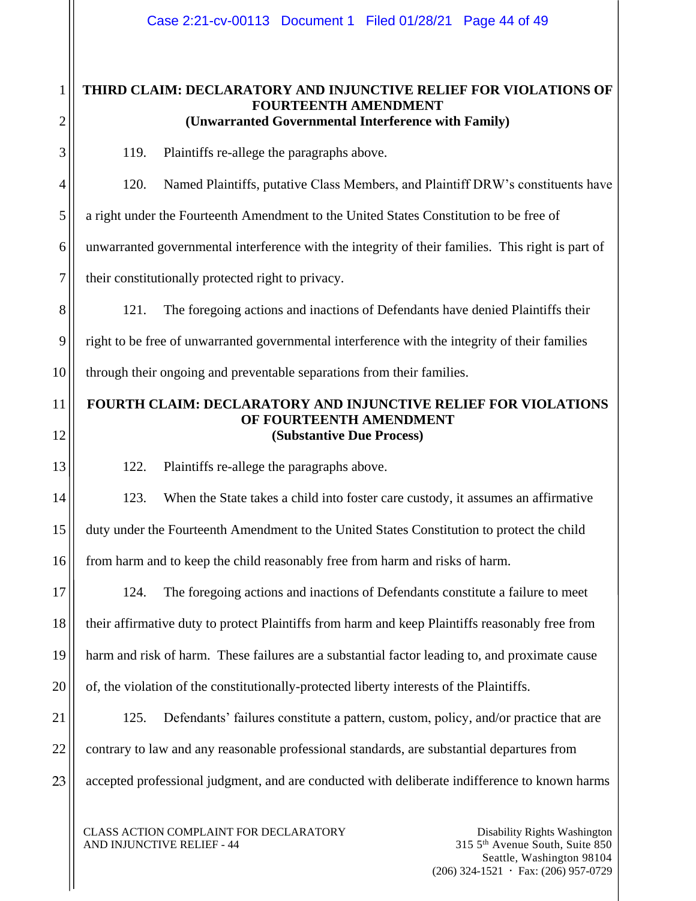**THIRD CLAIM: DECLARATORY AND INJUNCTIVE RELIEF FOR VIOLATIONS OF FOURTEENTH AMENDMENT**
**(Unwarranted Governmental Interference with Family)**

119. Plaintiffs re-allege the paragraphs above.

120. Named Plaintiffs, putative Class Members, and Plaintiff DRW's constituents have a right under the Fourteenth Amendment to the United States Constitution to be free of unwarranted governmental interference with the integrity of their families. This right is part of their constitutionally protected right to privacy.

121. The foregoing actions and inactions of Defendants have denied Plaintiffs their right to be free of unwarranted governmental interference with the integrity of their families through their ongoing and preventable separations from their families.

**FOURTH CLAIM: DECLARATORY AND INJUNCTIVE RELIEF FOR VIOLATIONS OF FOURTEENTH AMENDMENT**
**(Substantive Due Process)**

122. Plaintiffs re-allege the paragraphs above.

123. When the State takes a child into foster care custody, it assumes an affirmative duty under the Fourteenth Amendment to the United States Constitution to protect the child from harm and to keep the child reasonably free from harm and risks of harm.

124. The foregoing actions and inactions of Defendants constitute a failure to meet their affirmative duty to protect Plaintiffs from harm and keep Plaintiffs reasonably free from harm and risk of harm. These failures are a substantial factor leading to, and proximate cause of, the violation of the constitutionally-protected liberty interests of the Plaintiffs.

125. Defendants' failures constitute a pattern, custom, policy, and/or practice that are contrary to law and any reasonable professional standards, are substantial departures from accepted professional judgment, and are conducted with deliberate indifference to known harms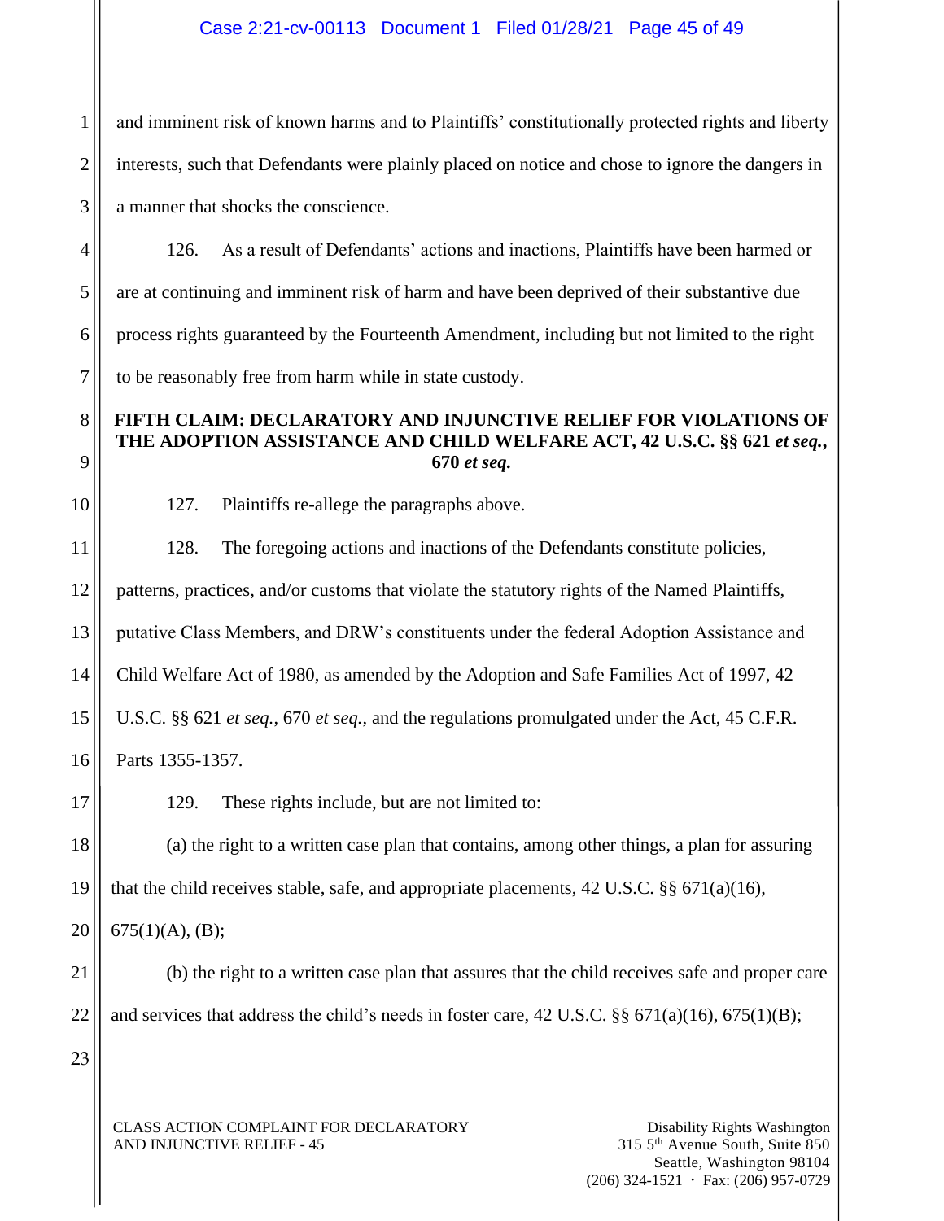and imminent risk of known harms and to Plaintiffs' constitutionally protected rights and liberty interests, such that Defendants were plainly placed on notice and chose to ignore the dangers in a manner that shocks the conscience.

126. As a result of Defendants' actions and inactions, Plaintiffs have been harmed or are at continuing and imminent risk of harm and have been deprived of their substantive due process rights guaranteed by the Fourteenth Amendment, including but not limited to the right to be reasonably free from harm while in state custody.

**FIFTH CLAIM: DECLARATORY AND INJUNCTIVE RELIEF FOR VIOLATIONS OF THE ADOPTION ASSISTANCE AND CHILD WELFARE ACT, 42 U.S.C. §§ 621 *et seq.*, 670 *et seq.***

127. Plaintiffs re-allege the paragraphs above.

128. The foregoing actions and inactions of the Defendants constitute policies, patterns, practices, and/or customs that violate the statutory rights of the Named Plaintiffs, putative Class Members, and DRW's constituents under the federal Adoption Assistance and Child Welfare Act of 1980, as amended by the Adoption and Safe Families Act of 1997, 42 U.S.C. §§ 621 *et seq.*, 670 *et seq.*, and the regulations promulgated under the Act, 45 C.F.R. Parts 1355-1357.

129. These rights include, but are not limited to:

(a) the right to a written case plan that contains, among other things, a plan for assuring that the child receives stable, safe, and appropriate placements, 42 U.S.C. §§ 671(a)(16), 675(1)(A), (B);

(b) the right to a written case plan that assures that the child receives safe and proper care and services that address the child's needs in foster care, 42 U.S.C. §§ 671(a)(16), 675(1)(B);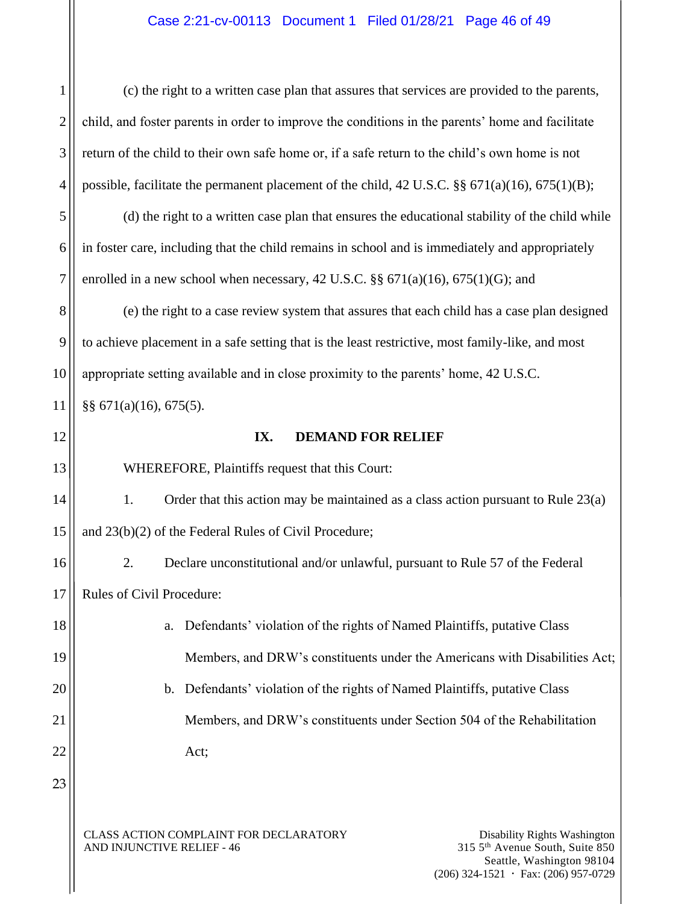(c) the right to a written case plan that assures that services are provided to the parents, child, and foster parents in order to improve the conditions in the parents' home and facilitate return of the child to their own safe home or, if a safe return to the child's own home is not possible, facilitate the permanent placement of the child, 42 U.S.C. §§ 671(a)(16), 675(1)(B);

(d) the right to a written case plan that ensures the educational stability of the child while in foster care, including that the child remains in school and is immediately and appropriately enrolled in a new school when necessary, 42 U.S.C. §§ 671(a)(16), 675(1)(G); and

(e) the right to a case review system that assures that each child has a case plan designed to achieve placement in a safe setting that is the least restrictive, most family-like, and most appropriate setting available and in close proximity to the parents' home, 42 U.S.C. §§ 671(a)(16), 675(5).

## IX. DEMAND FOR RELIEF

WHEREFORE, Plaintiffs request that this Court:

1. Order that this action may be maintained as a class action pursuant to Rule 23(a) and 23(b)(2) of the Federal Rules of Civil Procedure;

2. Declare unconstitutional and/or unlawful, pursuant to Rule 57 of the Federal Rules of Civil Procedure:

   a. Defendants' violation of the rights of Named Plaintiffs, putative Class Members, and DRW's constituents under the Americans with Disabilities Act;

   b. Defendants' violation of the rights of Named Plaintiffs, putative Class Members, and DRW's constituents under Section 504 of the Rehabilitation Act;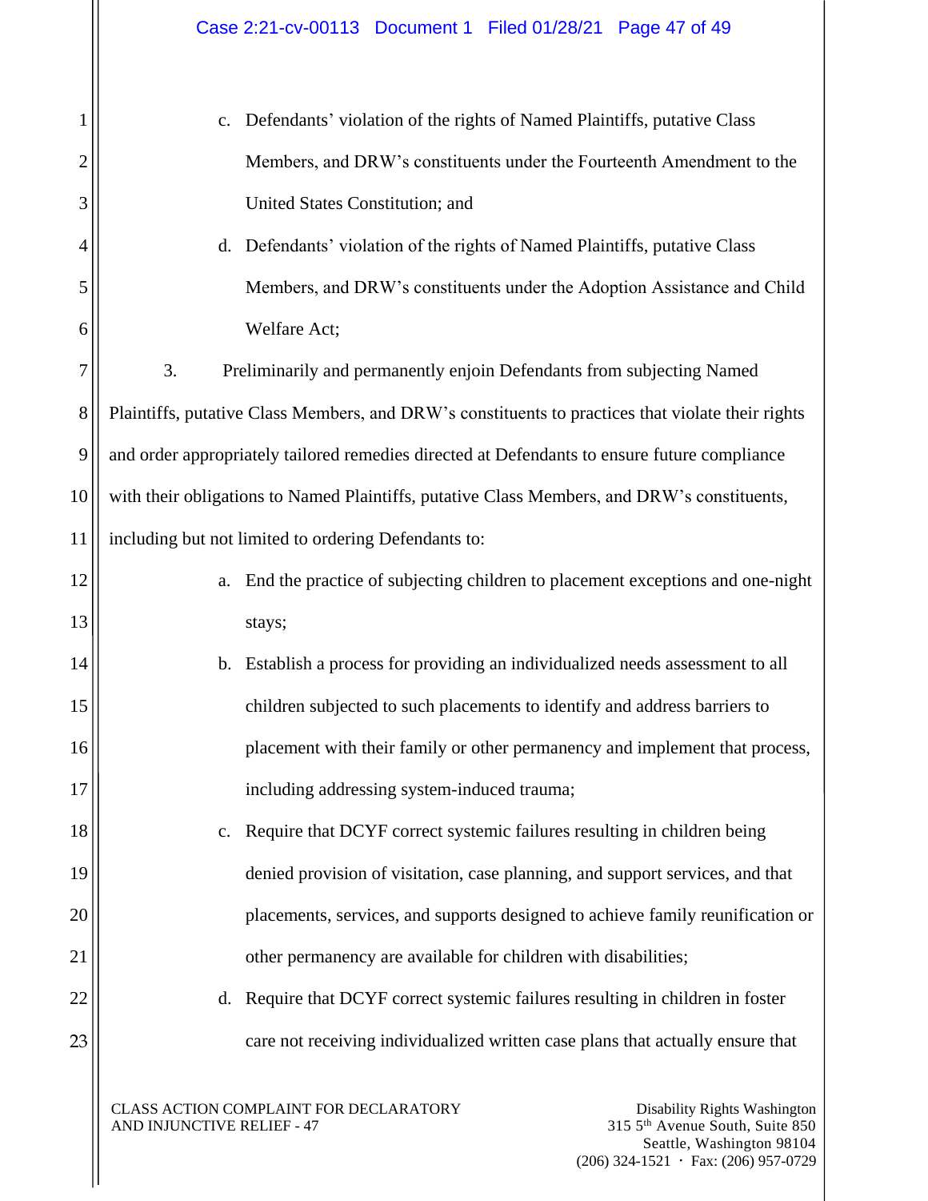c. Defendants' violation of the rights of Named Plaintiffs, putative Class Members, and DRW's constituents under the Fourteenth Amendment to the United States Constitution; and

d. Defendants' violation of the rights of Named Plaintiffs, putative Class Members, and DRW's constituents under the Adoption Assistance and Child Welfare Act;

3. Preliminarily and permanently enjoin Defendants from subjecting Named Plaintiffs, putative Class Members, and DRW's constituents to practices that violate their rights and order appropriately tailored remedies directed at Defendants to ensure future compliance with their obligations to Named Plaintiffs, putative Class Members, and DRW's constituents, including but not limited to ordering Defendants to:

a. End the practice of subjecting children to placement exceptions and one-night stays;

b. Establish a process for providing an individualized needs assessment to all children subjected to such placements to identify and address barriers to placement with their family or other permanency and implement that process, including addressing system-induced trauma;

c. Require that DCYF correct systemic failures resulting in children being denied provision of visitation, case planning, and support services, and that placements, services, and supports designed to achieve family reunification or other permanency are available for children with disabilities;

d. Require that DCYF correct systemic failures resulting in children in foster care not receiving individualized written case plans that actually ensure that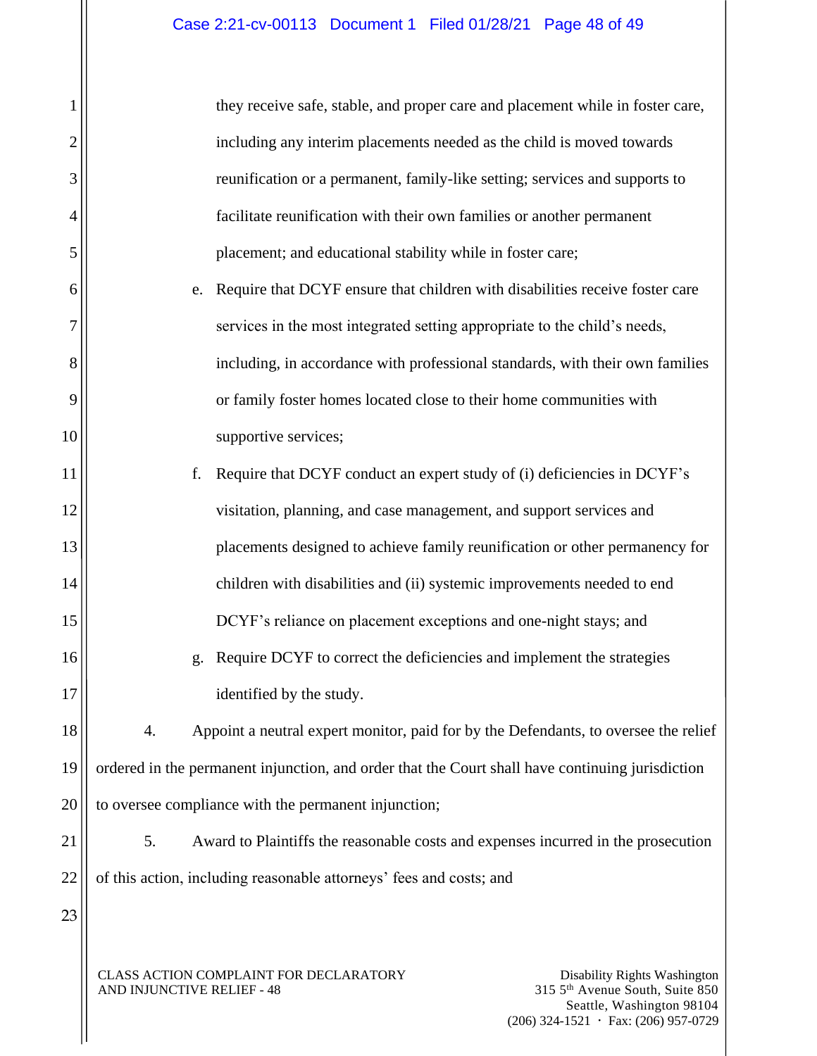they receive safe, stable, and proper care and placement while in foster care, including any interim placements needed as the child is moved towards reunification or a permanent, family-like setting; services and supports to facilitate reunification with their own families or another permanent placement; and educational stability while in foster care;

e. Require that DCYF ensure that children with disabilities receive foster care services in the most integrated setting appropriate to the child's needs, including, in accordance with professional standards, with their own families or family foster homes located close to their home communities with supportive services;

f. Require that DCYF conduct an expert study of (i) deficiencies in DCYF's visitation, planning, and case management, and support services and placements designed to achieve family reunification or other permanency for children with disabilities and (ii) systemic improvements needed to end DCYF's reliance on placement exceptions and one-night stays; and

g. Require DCYF to correct the deficiencies and implement the strategies identified by the study.

4. Appoint a neutral expert monitor, paid for by the Defendants, to oversee the relief ordered in the permanent injunction, and order that the Court shall have continuing jurisdiction to oversee compliance with the permanent injunction;

5. Award to Plaintiffs the reasonable costs and expenses incurred in the prosecution of this action, including reasonable attorneys' fees and costs; and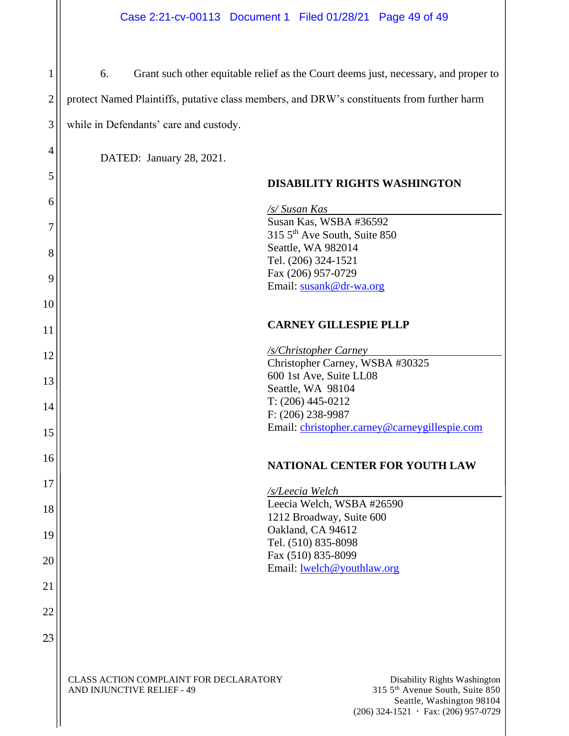6. Grant such other equitable relief as the Court deems just, necessary, and proper to protect Named Plaintiffs, putative class members, and DRW's constituents from further harm while in Defendants' care and custody.

DATED: January 28, 2021.

**DISABILITY RIGHTS WASHINGTON**

*/s/ Susan Kas*
Susan Kas, WSBA #36592
315 5th Ave South, Suite 850
Seattle, WA 982014
Tel. (206) 324-1521
Fax (206) 957-0729
Email: susank@dr-wa.org

**CARNEY GILLESPIE PLLP**

*/s/Christopher Carney*
Christopher Carney, WSBA #30325
600 1st Ave, Suite LL08
Seattle, WA 98104
T: (206) 445-0212
F: (206) 238-9987
Email: christopher.carney@carneygillespie.com

**NATIONAL CENTER FOR YOUTH LAW**

*/s/Leecia Welch*
Leecia Welch, WSBA #26590
1212 Broadway, Suite 600
Oakland, CA 94612
Tel. (510) 835-8098
Fax (510) 835-8099
Email: lwelch@youthlaw.org